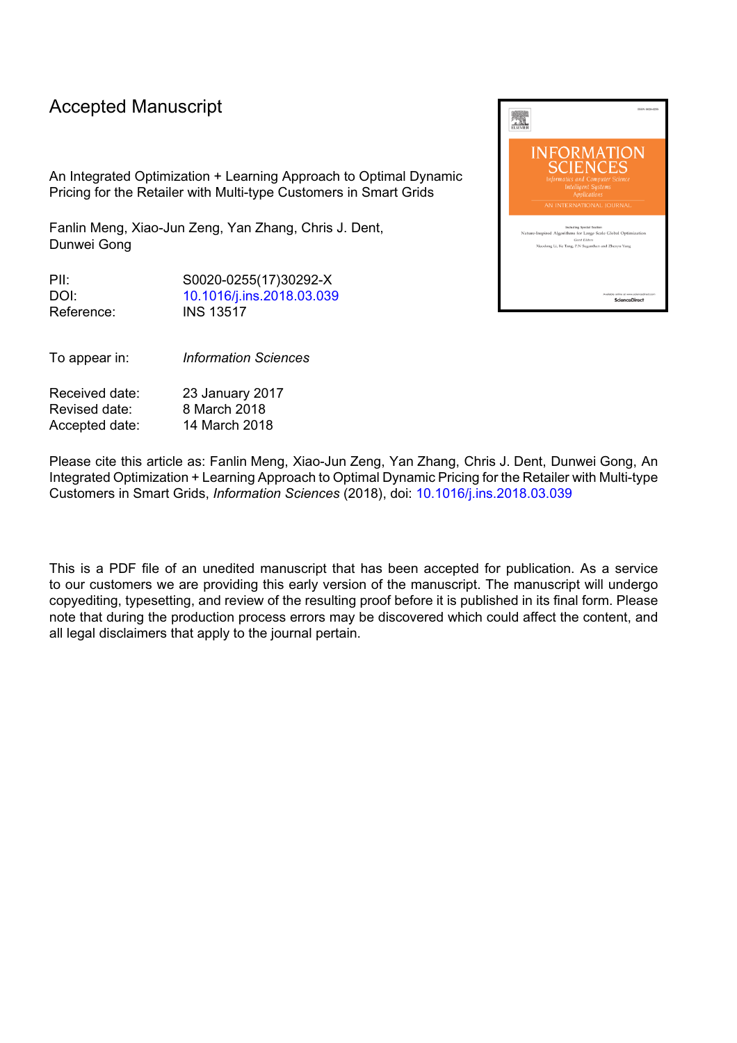# Accepted Manuscript

An Integrated Optimization + Learning Approach to Optimal Dynamic Pricing for the Retailer with Multi-type Customers in Smart Grids

Fanlin Meng, Xiao-Jun Zeng, Yan Zhang, Chris J. Dent, Dunwei Gong

| | |
|---|---|
| PII: | S0020-0255(17)30292-X |
| DOI: | 10.1016/j.ins.2018.03.039 |
| Reference: | INS 13517 |

| | |
|---|---|
| To appear in: | *Information Sciences* |

| | |
|---|---|
| Received date: | 23 January 2017 |
| Revised date: | 8 March 2018 |
| Accepted date: | 14 March 2018 |

Please cite this article as: Fanlin Meng, Xiao-Jun Zeng, Yan Zhang, Chris J. Dent, Dunwei Gong, An Integrated Optimization + Learning Approach to Optimal Dynamic Pricing for the Retailer with Multi-type Customers in Smart Grids, *Information Sciences* (2018), doi: 10.1016/j.ins.2018.03.039

This is a PDF file of an unedited manuscript that has been accepted for publication. As a service to our customers we are providing this early version of the manuscript. The manuscript will undergo copyediting, typesetting, and review of the resulting proof before it is published in its final form. Please note that during the production process errors may be discovered which could affect the content, and all legal disclaimers that apply to the journal pertain.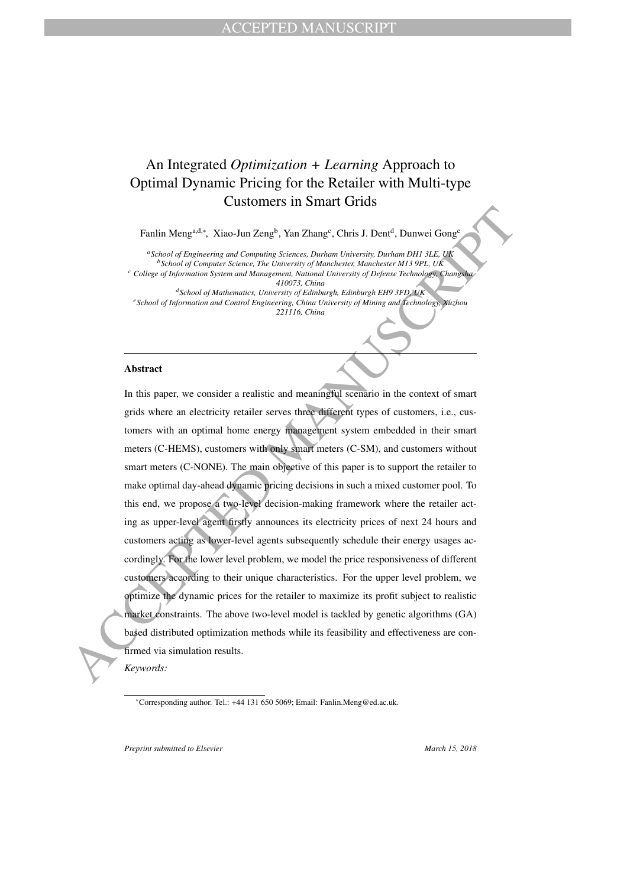# An Integrated *Optimization* + *Learning* Approach to Optimal Dynamic Pricing for the Retailer with Multi-type Customers in Smart Grids

Fanlin Meng[a,d,*], Xiao-Jun Zeng[b], Yan Zhang[c], Chris J. Dent[d], Dunwei Gong[e]

[a] *School of Engineering and Computing Sciences, Durham University, Durham DH1 3LE, UK*
[b] *School of Computer Science, The University of Manchester, Manchester M13 9PL, UK*
[c] *College of Information System and Management, National University of Defense Technology, Changsha 410073, China*
[d] *School of Mathematics, University of Edinburgh, Edinburgh EH9 3FD, UK*
[e] *School of Information and Control Engineering, China University of Mining and Technology, Xuzhou 221116, China*

---

### Abstract

In this paper, we consider a realistic and meaningful scenario in the context of smart grids where an electricity retailer serves three different types of customers, i.e., customers with an optimal home energy management system embedded in their smart meters (C-HEMS), customers with only smart meters (C-SM), and customers without smart meters (C-NONE). The main objective of this paper is to support the retailer to make optimal day-ahead dynamic pricing decisions in such a mixed customer pool. To this end, we propose a two-level decision-making framework where the retailer acting as upper-level agent firstly announces its electricity prices of next 24 hours and customers acting as lower-level agents subsequently schedule their energy usages accordingly. For the lower level problem, we model the price responsiveness of different customers according to their unique characteristics. For the upper level problem, we optimize the dynamic prices for the retailer to maximize its profit subject to realistic market constraints. The above two-level model is tackled by genetic algorithms (GA) based distributed optimization methods while its feasibility and effectiveness are confirmed via simulation results.

*Keywords:*

---

*Corresponding author. Tel.: +44 131 650 5069; Email: Fanlin.Meng@ed.ac.uk.

*Preprint submitted to Elsevier* *March 15, 2018*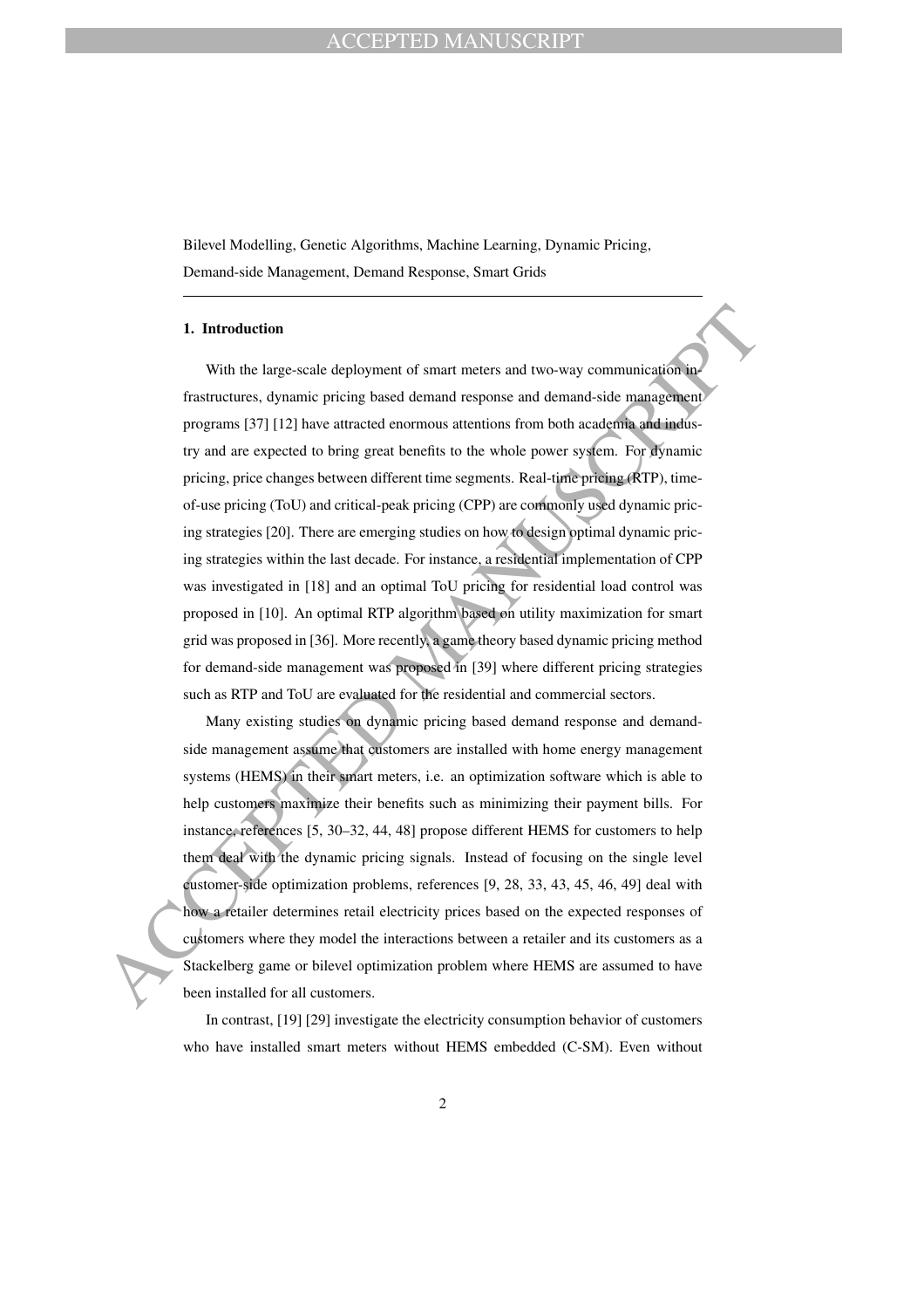Bilevel Modelling, Genetic Algorithms, Machine Learning, Dynamic Pricing, Demand-side Management, Demand Response, Smart Grids

## 1. Introduction

With the large-scale deployment of smart meters and two-way communication infrastructures, dynamic pricing based demand response and demand-side management programs [37] [12] have attracted enormous attentions from both academia and industry and are expected to bring great benefits to the whole power system. For dynamic pricing, price changes between different time segments. Real-time pricing (RTP), time-of-use pricing (ToU) and critical-peak pricing (CPP) are commonly used dynamic pricing strategies [20]. There are emerging studies on how to design optimal dynamic pricing strategies within the last decade. For instance, a residential implementation of CPP was investigated in [18] and an optimal ToU pricing for residential load control was proposed in [10]. An optimal RTP algorithm based on utility maximization for smart grid was proposed in [36]. More recently, a game theory based dynamic pricing method for demand-side management was proposed in [39] where different pricing strategies such as RTP and ToU are evaluated for the residential and commercial sectors.

Many existing studies on dynamic pricing based demand response and demand-side management assume that customers are installed with home energy management systems (HEMS) in their smart meters, i.e. an optimization software which is able to help customers maximize their benefits such as minimizing their payment bills. For instance, references [5, 30–32, 44, 48] propose different HEMS for customers to help them deal with the dynamic pricing signals. Instead of focusing on the single level customer-side optimization problems, references [9, 28, 33, 43, 45, 46, 49] deal with how a retailer determines retail electricity prices based on the expected responses of customers where they model the interactions between a retailer and its customers as a Stackelberg game or bilevel optimization problem where HEMS are assumed to have been installed for all customers.

In contrast, [19] [29] investigate the electricity consumption behavior of customers who have installed smart meters without HEMS embedded (C-SM). Even without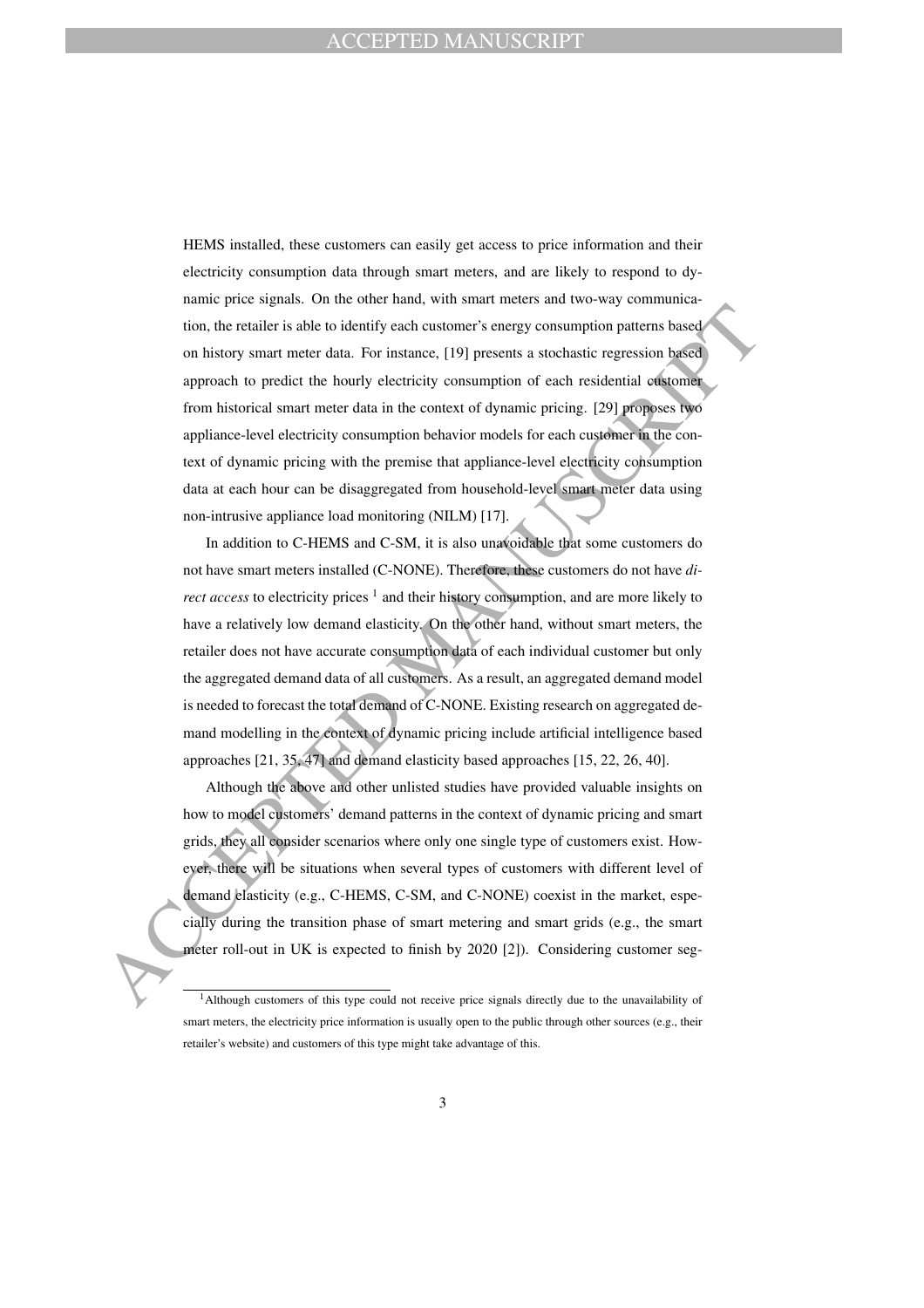HEMS installed, these customers can easily get access to price information and their electricity consumption data through smart meters, and are likely to respond to dynamic price signals. On the other hand, with smart meters and two-way communication, the retailer is able to identify each customer's energy consumption patterns based on history smart meter data. For instance, [19] presents a stochastic regression based approach to predict the hourly electricity consumption of each residential customer from historical smart meter data in the context of dynamic pricing. [29] proposes two appliance-level electricity consumption behavior models for each customer in the context of dynamic pricing with the premise that appliance-level electricity consumption data at each hour can be disaggregated from household-level smart meter data using non-intrusive appliance load monitoring (NILM) [17].

In addition to C-HEMS and C-SM, it is also unavoidable that some customers do not have smart meters installed (C-NONE). Therefore, these customers do not have *direct access* to electricity prices [1] and their history consumption, and are more likely to have a relatively low demand elasticity. On the other hand, without smart meters, the retailer does not have accurate consumption data of each individual customer but only the aggregated demand data of all customers. As a result, an aggregated demand model is needed to forecast the total demand of C-NONE. Existing research on aggregated demand modelling in the context of dynamic pricing include artificial intelligence based approaches [21, 35, 47] and demand elasticity based approaches [15, 22, 26, 40].

Although the above and other unlisted studies have provided valuable insights on how to model customers' demand patterns in the context of dynamic pricing and smart grids, they all consider scenarios where only one single type of customers exist. However, there will be situations when several types of customers with different level of demand elasticity (e.g., C-HEMS, C-SM, and C-NONE) coexist in the market, especially during the transition phase of smart metering and smart grids (e.g., the smart meter roll-out in UK is expected to finish by 2020 [2]). Considering customer seg-

[1] Although customers of this type could not receive price signals directly due to the unavailability of smart meters, the electricity price information is usually open to the public through other sources (e.g., their retailer's website) and customers of this type might take advantage of this.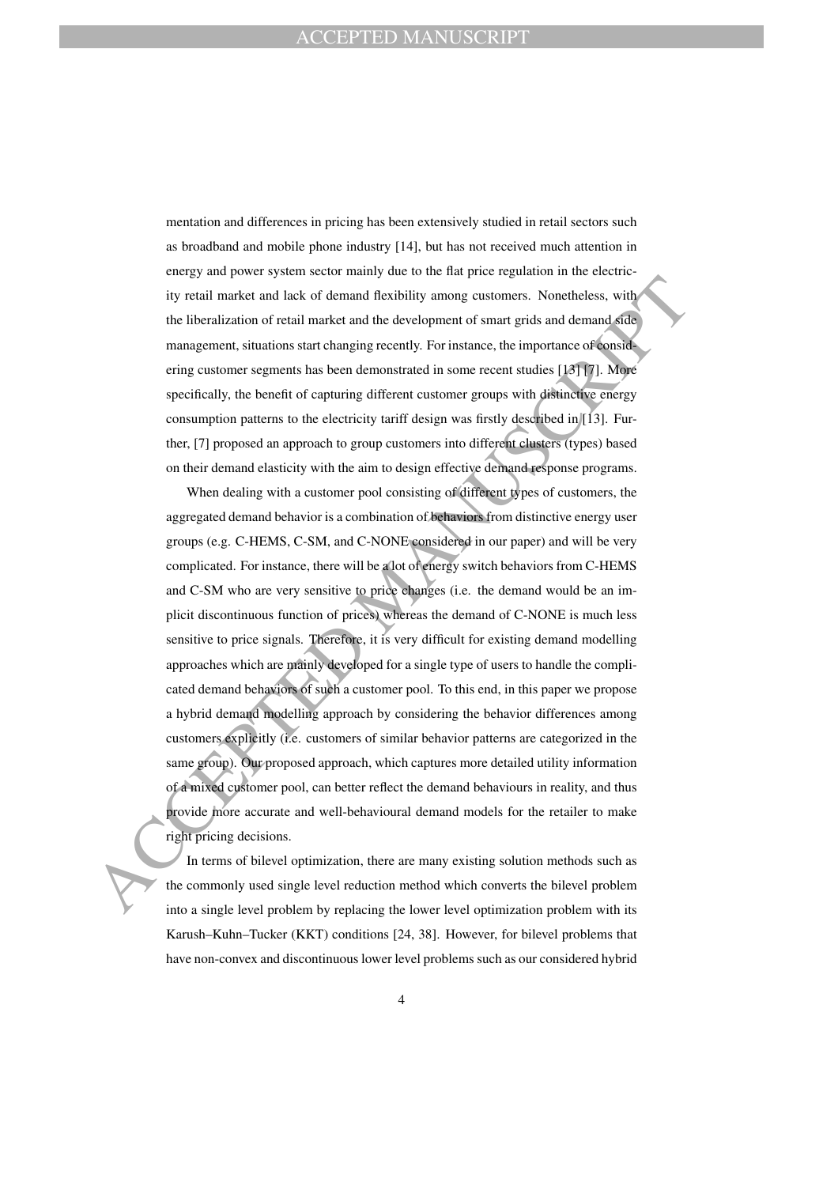mentation and differences in pricing has been extensively studied in retail sectors such as broadband and mobile phone industry [14], but has not received much attention in energy and power system sector mainly due to the flat price regulation in the electricity retail market and lack of demand flexibility among customers. Nonetheless, with the liberalization of retail market and the development of smart grids and demand side management, situations start changing recently. For instance, the importance of considering customer segments has been demonstrated in some recent studies [13] [7]. More specifically, the benefit of capturing different customer groups with distinctive energy consumption patterns to the electricity tariff design was firstly described in [13]. Further, [7] proposed an approach to group customers into different clusters (types) based on their demand elasticity with the aim to design effective demand response programs.

When dealing with a customer pool consisting of different types of customers, the aggregated demand behavior is a combination of behaviors from distinctive energy user groups (e.g. C-HEMS, C-SM, and C-NONE considered in our paper) and will be very complicated. For instance, there will be a lot of energy switch behaviors from C-HEMS and C-SM who are very sensitive to price changes (i.e. the demand would be an implicit discontinuous function of prices) whereas the demand of C-NONE is much less sensitive to price signals. Therefore, it is very difficult for existing demand modelling approaches which are mainly developed for a single type of users to handle the complicated demand behaviors of such a customer pool. To this end, in this paper we propose a hybrid demand modelling approach by considering the behavior differences among customers explicitly (i.e. customers of similar behavior patterns are categorized in the same group). Our proposed approach, which captures more detailed utility information of a mixed customer pool, can better reflect the demand behaviours in reality, and thus provide more accurate and well-behavioural demand models for the retailer to make right pricing decisions.

In terms of bilevel optimization, there are many existing solution methods such as the commonly used single level reduction method which converts the bilevel problem into a single level problem by replacing the lower level optimization problem with its Karush–Kuhn–Tucker (KKT) conditions [24, 38]. However, for bilevel problems that have non-convex and discontinuous lower level problems such as our considered hybrid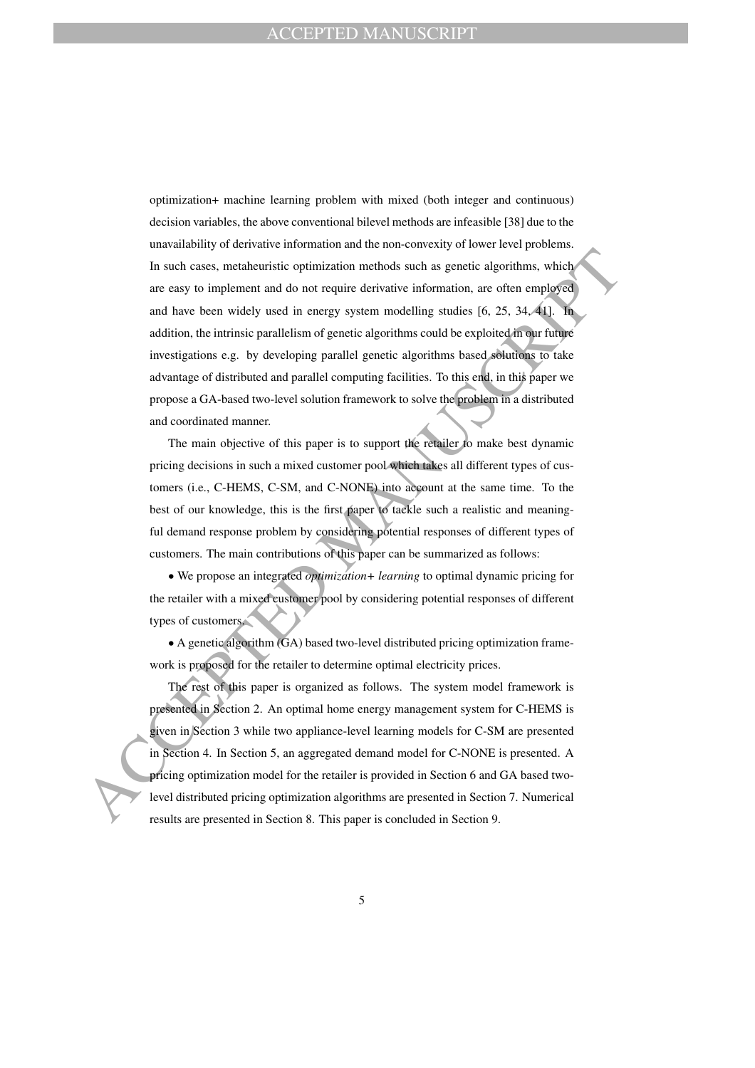optimization+ machine learning problem with mixed (both integer and continuous) decision variables, the above conventional bilevel methods are infeasible [38] due to the unavailability of derivative information and the non-convexity of lower level problems. In such cases, metaheuristic optimization methods such as genetic algorithms, which are easy to implement and do not require derivative information, are often employed and have been widely used in energy system modelling studies [6, 25, 34, 41]. In addition, the intrinsic parallelism of genetic algorithms could be exploited in our future investigations e.g. by developing parallel genetic algorithms based solutions to take advantage of distributed and parallel computing facilities. To this end, in this paper we propose a GA-based two-level solution framework to solve the problem in a distributed and coordinated manner.

The main objective of this paper is to support the retailer to make best dynamic pricing decisions in such a mixed customer pool which takes all different types of customers (i.e., C-HEMS, C-SM, and C-NONE) into account at the same time. To the best of our knowledge, this is the first paper to tackle such a realistic and meaningful demand response problem by considering potential responses of different types of customers. The main contributions of this paper can be summarized as follows:

• We propose an integrated *optimization+ learning* to optimal dynamic pricing for the retailer with a mixed customer pool by considering potential responses of different types of customers.

• A genetic algorithm (GA) based two-level distributed pricing optimization framework is proposed for the retailer to determine optimal electricity prices.

The rest of this paper is organized as follows. The system model framework is presented in Section 2. An optimal home energy management system for C-HEMS is given in Section 3 while two appliance-level learning models for C-SM are presented in Section 4. In Section 5, an aggregated demand model for C-NONE is presented. A pricing optimization model for the retailer is provided in Section 6 and GA based two-level distributed pricing optimization algorithms are presented in Section 7. Numerical results are presented in Section 8. This paper is concluded in Section 9.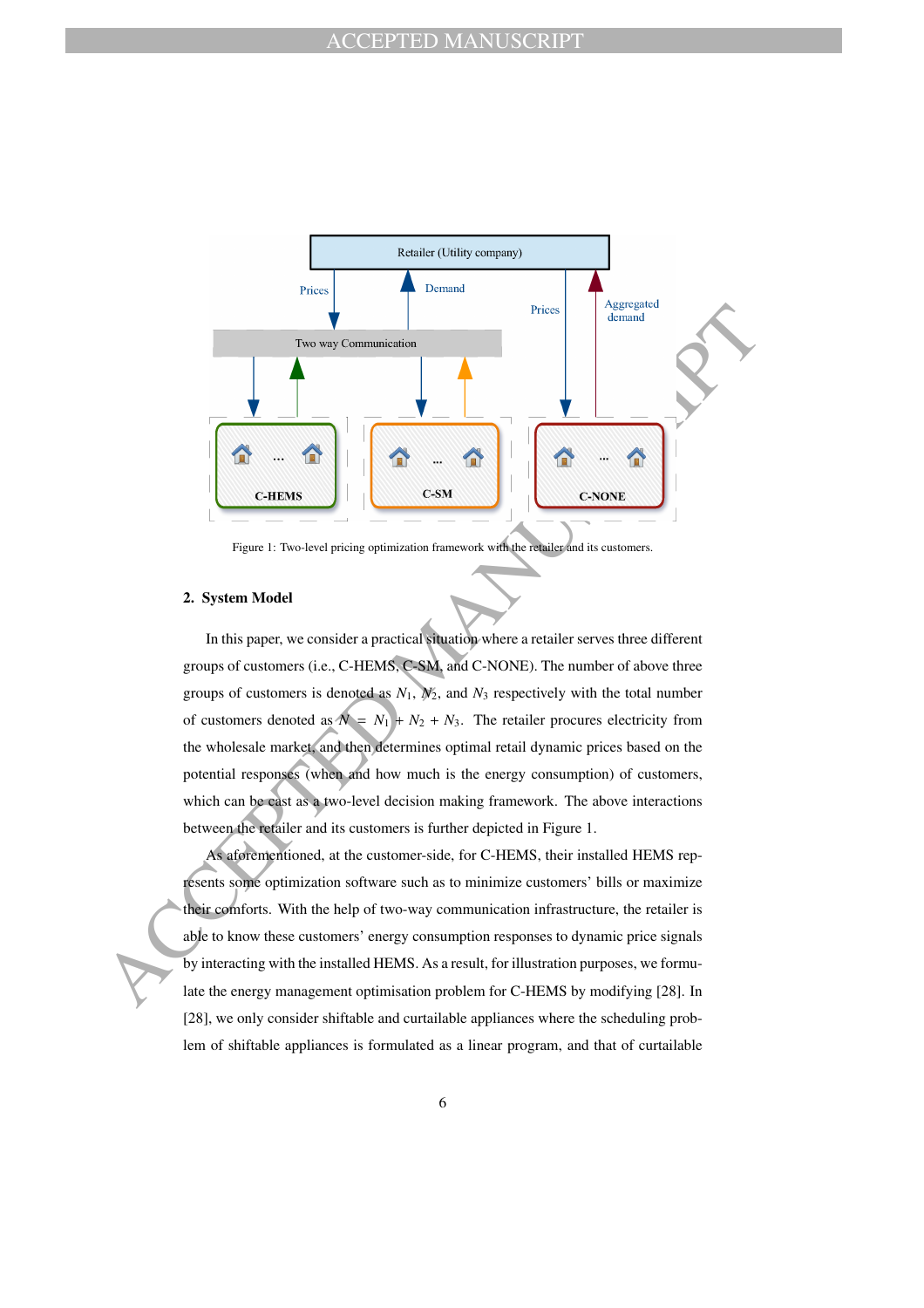Figure 1: Two-level pricing optimization framework with the retailer and its customers.

## 2. System Model

In this paper, we consider a practical situation where a retailer serves three different groups of customers (i.e., C-HEMS, C-SM, and C-NONE). The number of above three groups of customers is denoted as $N_1$, $N_2$, and $N_3$ respectively with the total number of customers denoted as $N = N_1 + N_2 + N_3$. The retailer procures electricity from the wholesale market, and then determines optimal retail dynamic prices based on the potential responses (when and how much is the energy consumption) of customers, which can be cast as a two-level decision making framework. The above interactions between the retailer and its customers is further depicted in Figure 1.

As aforementioned, at the customer-side, for C-HEMS, their installed HEMS represents some optimization software such as to minimize customers' bills or maximize their comforts. With the help of two-way communication infrastructure, the retailer is able to know these customers' energy consumption responses to dynamic price signals by interacting with the installed HEMS. As a result, for illustration purposes, we formulate the energy management optimisation problem for C-HEMS by modifying [28]. In [28], we only consider shiftable and curtailable appliances where the scheduling problem of shiftable appliances is formulated as a linear program, and that of curtailable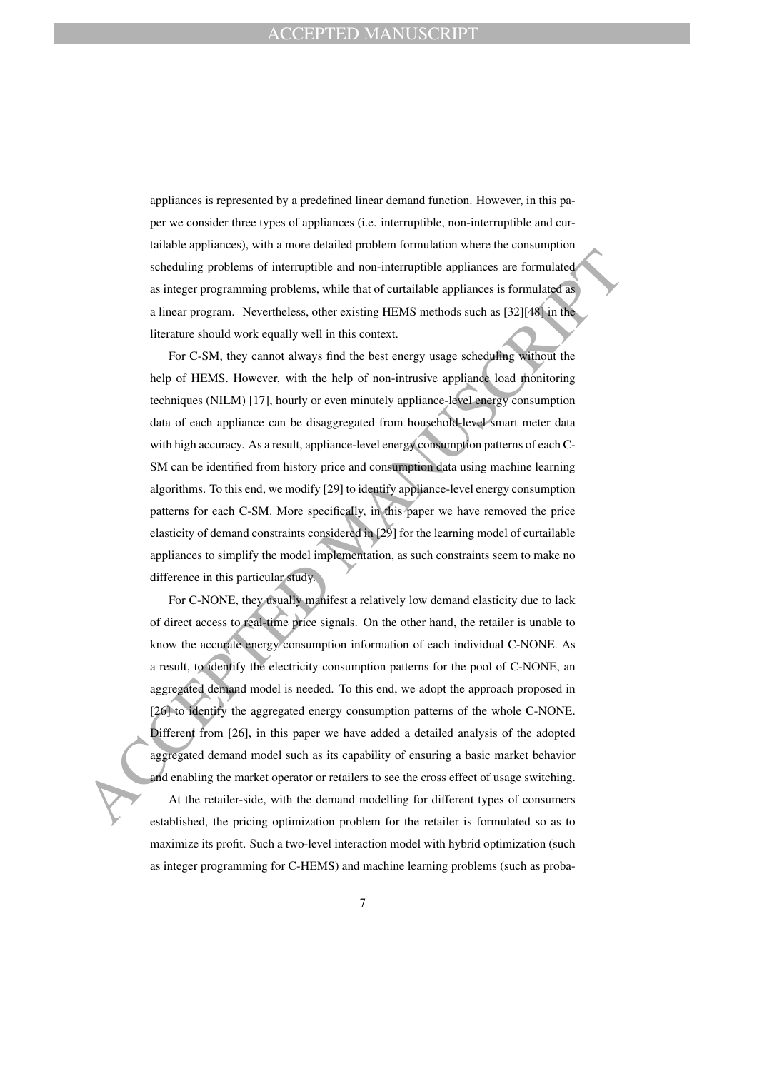appliances is represented by a predefined linear demand function. However, in this paper we consider three types of appliances (i.e. interruptible, non-interruptible and curtailable appliances), with a more detailed problem formulation where the consumption scheduling problems of interruptible and non-interruptible appliances are formulated as integer programming problems, while that of curtailable appliances is formulated as a linear program. Nevertheless, other existing HEMS methods such as [32][48] in the literature should work equally well in this context.

For C-SM, they cannot always find the best energy usage scheduling without the help of HEMS. However, with the help of non-intrusive appliance load monitoring techniques (NILM) [17], hourly or even minutely appliance-level energy consumption data of each appliance can be disaggregated from household-level smart meter data with high accuracy. As a result, appliance-level energy consumption patterns of each C-SM can be identified from history price and consumption data using machine learning algorithms. To this end, we modify [29] to identify appliance-level energy consumption patterns for each C-SM. More specifically, in this paper we have removed the price elasticity of demand constraints considered in [29] for the learning model of curtailable appliances to simplify the model implementation, as such constraints seem to make no difference in this particular study.

For C-NONE, they usually manifest a relatively low demand elasticity due to lack of direct access to real-time price signals. On the other hand, the retailer is unable to know the accurate energy consumption information of each individual C-NONE. As a result, to identify the electricity consumption patterns for the pool of C-NONE, an aggregated demand model is needed. To this end, we adopt the approach proposed in [26] to identify the aggregated energy consumption patterns of the whole C-NONE. Different from [26], in this paper we have added a detailed analysis of the adopted aggregated demand model such as its capability of ensuring a basic market behavior and enabling the market operator or retailers to see the cross effect of usage switching.

At the retailer-side, with the demand modelling for different types of consumers established, the pricing optimization problem for the retailer is formulated so as to maximize its profit. Such a two-level interaction model with hybrid optimization (such as integer programming for C-HEMS) and machine learning problems (such as proba-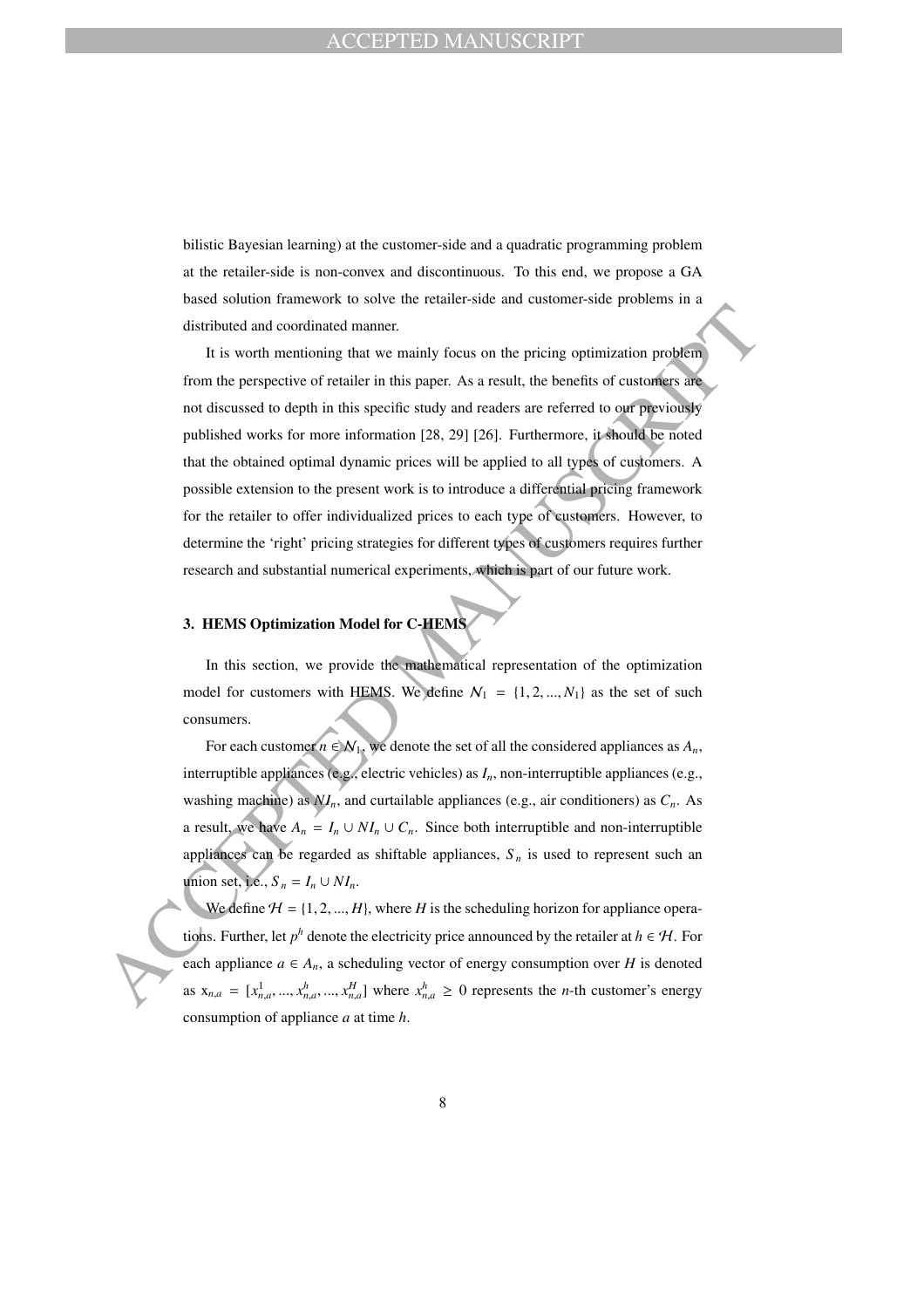bilistic Bayesian learning) at the customer-side and a quadratic programming problem at the retailer-side is non-convex and discontinuous. To this end, we propose a GA based solution framework to solve the retailer-side and customer-side problems in a distributed and coordinated manner.

It is worth mentioning that we mainly focus on the pricing optimization problem from the perspective of retailer in this paper. As a result, the benefits of customers are not discussed to depth in this specific study and readers are referred to our previously published works for more information [28, 29] [26]. Furthermore, it should be noted that the obtained optimal dynamic prices will be applied to all types of customers. A possible extension to the present work is to introduce a differential pricing framework for the retailer to offer individualized prices to each type of customers. However, to determine the 'right' pricing strategies for different types of customers requires further research and substantial numerical experiments, which is part of our future work.

## 3. HEMS Optimization Model for C-HEMS

In this section, we provide the mathematical representation of the optimization model for customers with HEMS. We define $\mathcal{N}_1 = \{1, 2, ..., N_1\}$ as the set of such consumers.

For each customer $n \in \mathcal{N}_1$, we denote the set of all the considered appliances as $A_n$, interruptible appliances (e.g., electric vehicles) as $I_n$, non-interruptible appliances (e.g., washing machine) as $NI_n$, and curtailable appliances (e.g., air conditioners) as $C_n$. As a result, we have $A_n = I_n \cup NI_n \cup C_n$. Since both interruptible and non-interruptible appliances can be regarded as shiftable appliances, $S_n$ is used to represent such an union set, i.e., $S_n = I_n \cup NI_n$.

We define $\mathcal{H} = \{1, 2, ..., H\}$, where $H$ is the scheduling horizon for appliance operations. Further, let $p^h$ denote the electricity price announced by the retailer at $h \in \mathcal{H}$. For each appliance $a \in A_n$, a scheduling vector of energy consumption over $H$ is denoted as $\mathrm{x}_{n,a} = [x_{n,a}^1, ..., x_{n,a}^h, ..., x_{n,a}^H]$ where $x_{n,a}^h \geq 0$ represents the $n$-th customer's energy consumption of appliance $a$ at time $h$.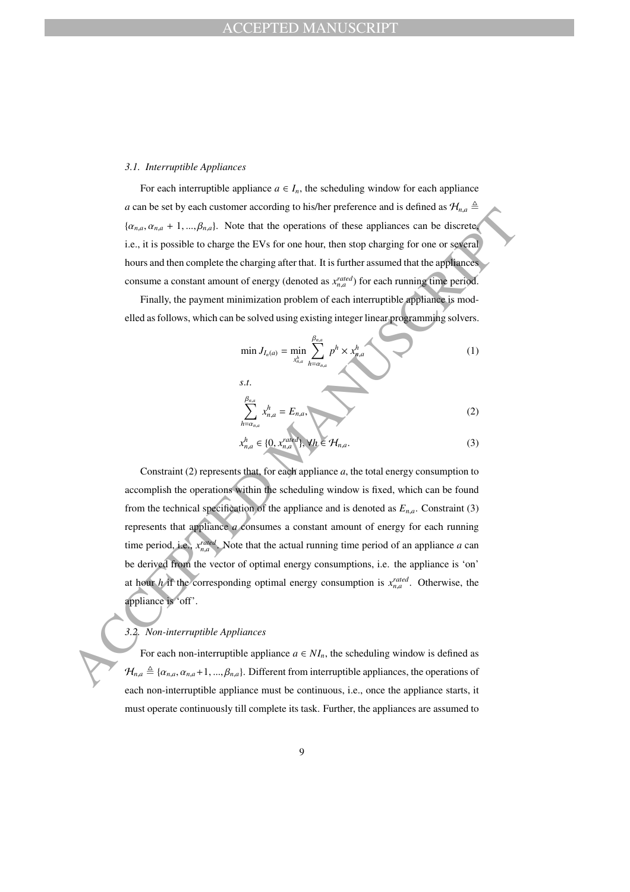### 3.1. Interruptible Appliances

For each interruptible appliance $a \in I_n$, the scheduling window for each appliance $a$ can be set by each customer according to his/her preference and is defined as $\mathcal{H}_{n,a} \triangleq \{\alpha_{n,a}, \alpha_{n,a}+1, ..., \beta_{n,a}\}$. Note that the operations of these appliances can be discrete, i.e., it is possible to charge the EVs for one hour, then stop charging for one or several hours and then complete the charging after that. It is further assumed that the appliances consume a constant amount of energy (denoted as $x_{n,a}^{rated}$) for each running time period.

Finally, the payment minimization problem of each interruptible appliance is modelled as follows, which can be solved using existing integer linear programming solvers.

$$\min J_{I_n(a)} = \min_{x_{n,a}^h} \sum_{h=\alpha_{n,a}}^{\beta_{n,a}} p^h \times x_{n,a}^h \tag{1}$$

$s.t.$

$$\sum_{h=\alpha_{n,a}}^{\beta_{n,a}} x_{n,a}^h = E_{n,a}, \tag{2}$$

$$x_{n,a}^h \in \{0, x_{n,a}^{rated}\}, \forall h \in \mathcal{H}_{n,a}. \tag{3}$$

Constraint (2) represents that, for each appliance $a$, the total energy consumption to accomplish the operations within the scheduling window is fixed, which can be found from the technical specification of the appliance and is denoted as $E_{n,a}$. Constraint (3) represents that appliance $a$ consumes a constant amount of energy for each running time period, i.e., $x_{n,a}^{rated}$. Note that the actual running time period of an appliance $a$ can be derived from the vector of optimal energy consumptions, i.e. the appliance is 'on' at hour $h$ if the corresponding optimal energy consumption is $x_{n,a}^{rated}$. Otherwise, the appliance is 'off'.

### 3.2. Non-interruptible Appliances

For each non-interruptible appliance $a \in NI_n$, the scheduling window is defined as $\mathcal{H}_{n,a} \triangleq \{\alpha_{n,a}, \alpha_{n,a}+1, ..., \beta_{n,a}\}$. Different from interruptible appliances, the operations of each non-interruptible appliance must be continuous, i.e., once the appliance starts, it must operate continuously till complete its task. Further, the appliances are assumed to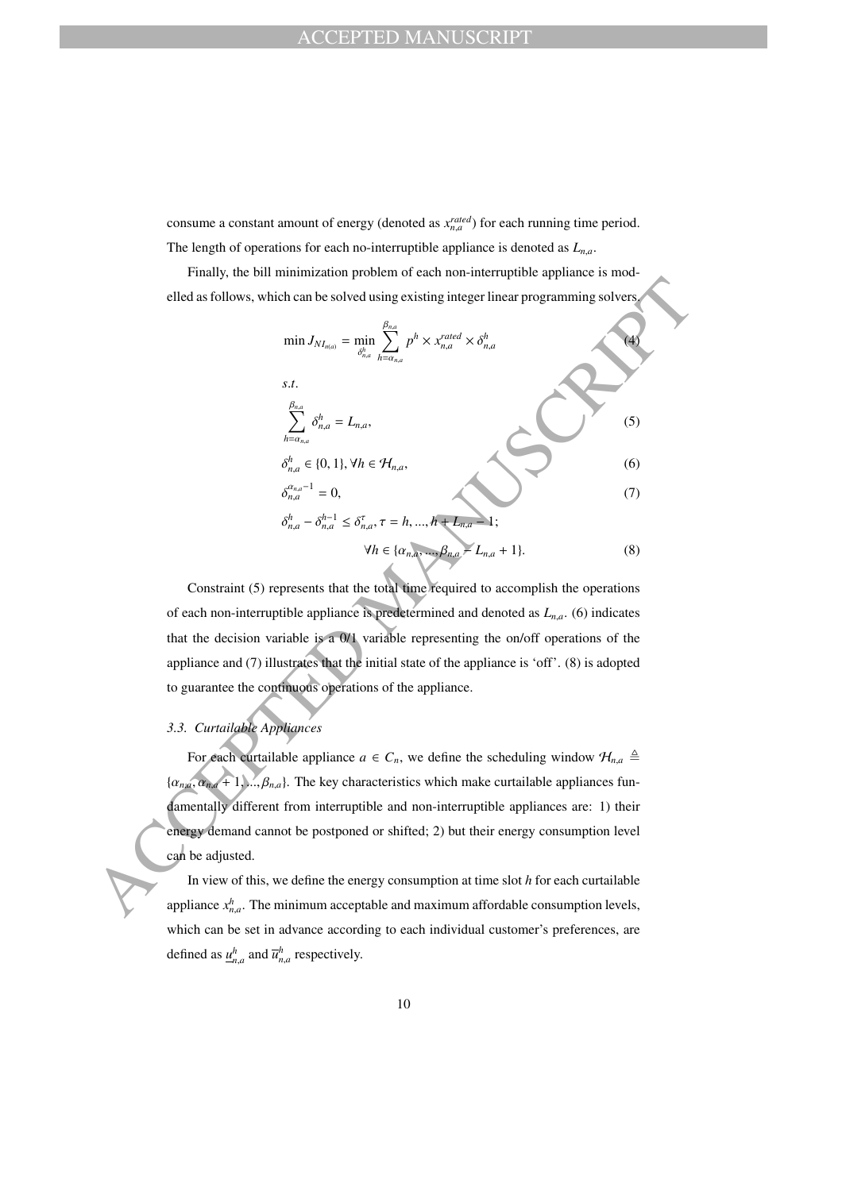consume a constant amount of energy (denoted as $x_{n,a}^{rated}$) for each running time period. The length of operations for each no-interruptible appliance is denoted as $L_{n,a}$.

Finally, the bill minimization problem of each non-interruptible appliance is modelled as follows, which can be solved using existing integer linear programming solvers.

$$\min J_{NI_{n(a)}} = \min_{\delta_{n,a}^h} \sum_{h=\alpha_{n,a}}^{\beta_{n,a}} p^h \times x_{n,a}^{rated} \times \delta_{n,a}^h \tag{4}$$

$s.t.$

$$\sum_{h=\alpha_{n,a}}^{\beta_{n,a}} \delta_{n,a}^h = L_{n,a}, \tag{5}$$

$$\delta_{n,a}^h \in \{0, 1\}, \forall h \in \mathcal{H}_{n,a}, \tag{6}$$

$$\delta_{n,a}^{\alpha_{n,a}-1} = 0, \tag{7}$$

$$\delta_{n,a}^h - \delta_{n,a}^{h-1} \leq \delta_{n,a}^{\tau}, \tau = h, ..., h + L_{n,a} - 1;$$
$$\forall h \in \{\alpha_{n,a}, ..., \beta_{n,a} - L_{n,a} + 1\}. \tag{8}$$

Constraint (5) represents that the total time required to accomplish the operations of each non-interruptible appliance is predetermined and denoted as $L_{n,a}$. (6) indicates that the decision variable is a 0/1 variable representing the on/off operations of the appliance and (7) illustrates that the initial state of the appliance is 'off'. (8) is adopted to guarantee the continuous operations of the appliance.

### 3.3. Curtailable Appliances

For each curtailable appliance $a \in C_n$, we define the scheduling window $\mathcal{H}_{n,a} \triangleq \{\alpha_{n,a}, \alpha_{n,a} + 1, ..., \beta_{n,a}\}$. The key characteristics which make curtailable appliances fundamentally different from interruptible and non-interruptible appliances are: 1) their energy demand cannot be postponed or shifted; 2) but their energy consumption level can be adjusted.

In view of this, we define the energy consumption at time slot $h$ for each curtailable appliance $x_{n,a}^h$. The minimum acceptable and maximum affordable consumption levels, which can be set in advance according to each individual customer's preferences, are defined as $\underline{u}_{n,a}^h$ and $\overline{u}_{n,a}^h$ respectively.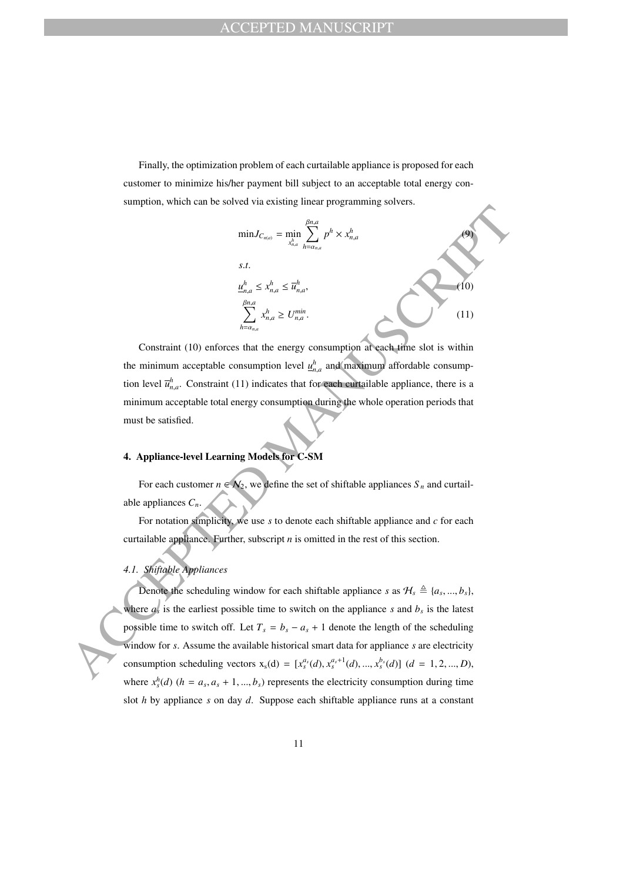Finally, the optimization problem of each curtailable appliance is proposed for each customer to minimize his/her payment bill subject to an acceptable total energy consumption, which can be solved via existing linear programming solvers.

$$\min J_{C_{n(a)}} = \min_{x_{n,a}^h} \sum_{h=\alpha_{n,a}}^{\beta n,a} p^h \times x_{n,a}^h \tag{9}$$

$$s.t.$$

$$\underline{u}_{n,a}^h \leq x_{n,a}^h \leq \overline{u}_{n,a}^h, \tag{10}$$

$$\sum_{h=\alpha_{n,a}}^{\beta n,a} x_{n,a}^h \geq U_{n,a}^{min}. \tag{11}$$

Constraint (10) enforces that the energy consumption at each time slot is within the minimum acceptable consumption level $\underline{u}_{n,a}^h$ and maximum affordable consumption level $\overline{u}_{n,a}^h$. Constraint (11) indicates that for each curtailable appliance, there is a minimum acceptable total energy consumption during the whole operation periods that must be satisfied.

## 4. Appliance-level Learning Models for C-SM

For each customer $n \in \mathcal{N}_2$, we define the set of shiftable appliances $S_n$ and curtailable appliances $C_n$.

For notation simplicity, we use $s$ to denote each shiftable appliance and $c$ for each curtailable appliance. Further, subscript $n$ is omitted in the rest of this section.

### 4.1. Shiftable Appliances

Denote the scheduling window for each shiftable appliance $s$ as $\mathcal{H}_s \triangleq \{a_s, ..., b_s\}$, where $a_s$ is the earliest possible time to switch on the appliance $s$ and $b_s$ is the latest possible time to switch off. Let $T_s = b_s - a_s + 1$ denote the length of the scheduling window for $s$. Assume the available historical smart data for appliance $s$ are electricity consumption scheduling vectors $\mathrm{x_s(d)} = [x_s^{a_s}(d), x_s^{a_s+1}(d), ..., x_s^{b_s}(d)]$ $(d = 1, 2, ..., D)$, where $x_s^h(d)$ $(h = a_s, a_s + 1, ..., b_s)$ represents the electricity consumption during time slot $h$ by appliance $s$ on day $d$. Suppose each shiftable appliance runs at a constant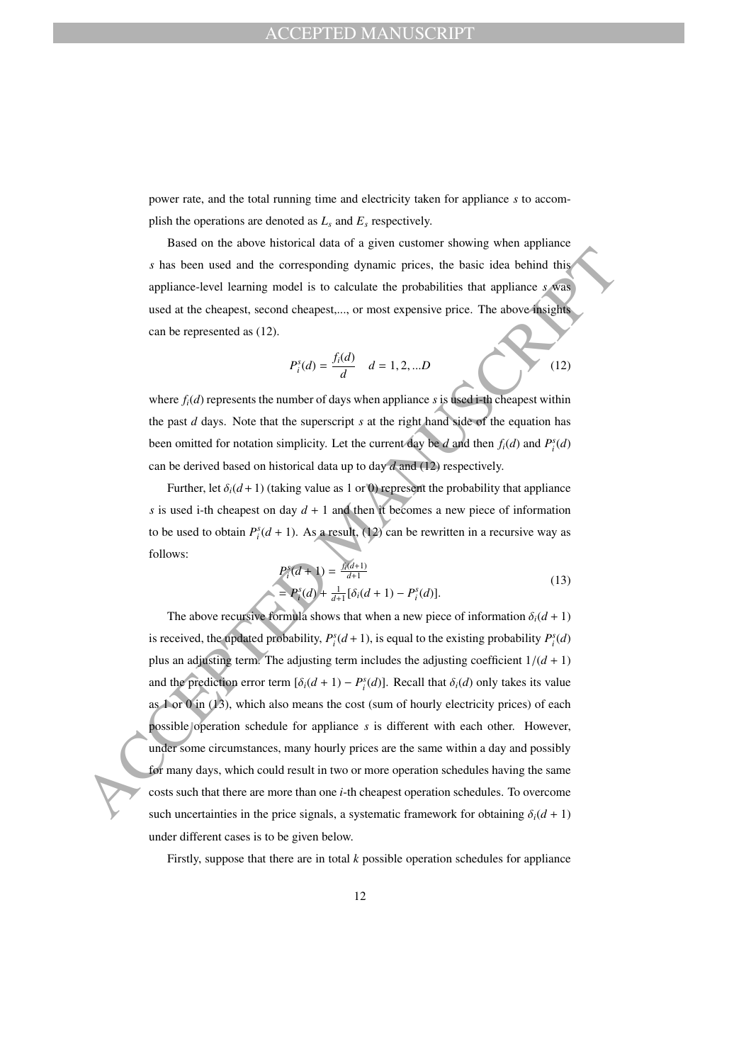power rate, and the total running time and electricity taken for appliance $s$ to accomplish the operations are denoted as $L_s$ and $E_s$ respectively.

Based on the above historical data of a given customer showing when appliance $s$ has been used and the corresponding dynamic prices, the basic idea behind this appliance-level learning model is to calculate the probabilities that appliance $s$ was used at the cheapest, second cheapest,..., or most expensive price. The above insights can be represented as (12).

$$P_i^s(d) = \frac{f_i(d)}{d} \quad d = 1, 2, ...D \tag{12}$$

where $f_i(d)$ represents the number of days when appliance $s$ is used i-th cheapest within the past $d$ days. Note that the superscript $s$ at the right hand side of the equation has been omitted for notation simplicity. Let the current day be $d$ and then $f_i(d)$ and $P_i^s(d)$ can be derived based on historical data up to day $d$ and (12) respectively.

Further, let $\delta_i(d+1)$ (taking value as 1 or 0) represent the probability that appliance $s$ is used i-th cheapest on day $d+1$ and then it becomes a new piece of information to be used to obtain $P_i^s(d+1)$. As a result, (12) can be rewritten in a recursive way as follows:

$$\begin{aligned} P_i^s(d+1) &= \frac{f_i(d+1)}{d+1} \\ &= P_i^s(d) + \frac{1}{d+1}[\delta_i(d+1) - P_i^s(d)]. \end{aligned} \tag{13}$$

The above recursive formula shows that when a new piece of information $\delta_i(d+1)$ is received, the updated probability, $P_i^s(d+1)$, is equal to the existing probability $P_i^s(d)$ plus an adjusting term. The adjusting term includes the adjusting coefficient $1/(d+1)$ and the prediction error term $[\delta_i(d+1) - P_i^s(d)]$. Recall that $\delta_i(d)$ only takes its value as 1 or 0 in (13), which also means the cost (sum of hourly electricity prices) of each possible operation schedule for appliance $s$ is different with each other. However, under some circumstances, many hourly prices are the same within a day and possibly for many days, which could result in two or more operation schedules having the same costs such that there are more than one $i$-th cheapest operation schedules. To overcome such uncertainties in the price signals, a systematic framework for obtaining $\delta_i(d+1)$ under different cases is to be given below.

Firstly, suppose that there are in total $k$ possible operation schedules for appliance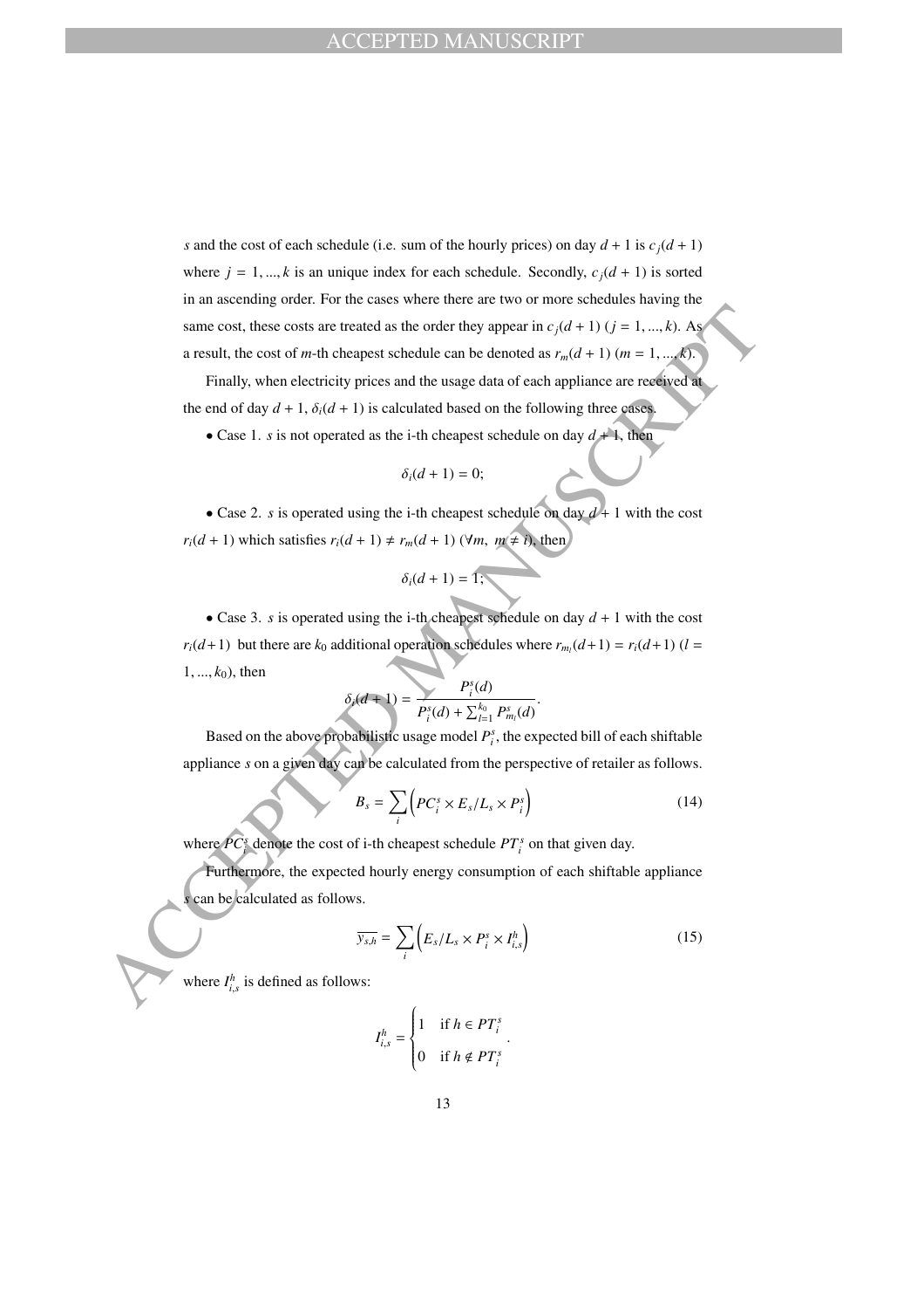$s$ and the cost of each schedule (i.e. sum of the hourly prices) on day $d + 1$ is $c_j(d + 1)$ where $j = 1, ..., k$ is an unique index for each schedule. Secondly, $c_j(d + 1)$ is sorted in an ascending order. For the cases where there are two or more schedules having the same cost, these costs are treated as the order they appear in $c_j(d + 1)$ $(j = 1, ..., k)$. As a result, the cost of $m$-th cheapest schedule can be denoted as $r_m(d + 1)$ $(m = 1, ..., k)$.

Finally, when electricity prices and the usage data of each appliance are received at the end of day $d + 1$, $\delta_i(d + 1)$ is calculated based on the following three cases.

• Case 1. $s$ is not operated as the i-th cheapest schedule on day $d + 1$, then

$$\delta_i(d + 1) = 0;$$

• Case 2. $s$ is operated using the i-th cheapest schedule on day $d + 1$ with the cost $r_i(d + 1)$ which satisfies $r_i(d + 1) \neq r_m(d + 1)$ $(\forall m,\ m \neq i)$, then

$$\delta_i(d + 1) = 1;$$

• Case 3. $s$ is operated using the i-th cheapest schedule on day $d + 1$ with the cost $r_i(d+1)$ but there are $k_0$ additional operation schedules where $r_{m_l}(d+1) = r_i(d+1)$ $(l = 1, ..., k_0)$, then

$$\delta_i(d + 1) = \frac{P_i^s(d)}{P_i^s(d) + \sum_{l=1}^{k_0} P_{m_l}^s(d)}.$$

Based on the above probabilistic usage model $P_i^s$, the expected bill of each shiftable appliance $s$ on a given day can be calculated from the perspective of retailer as follows.

$$B_s = \sum_i \left( PC_i^s \times E_s / L_s \times P_i^s \right) \tag{14}$$

where $PC_i^s$ denote the cost of i-th cheapest schedule $PT_i^s$ on that given day.

Furthermore, the expected hourly energy consumption of each shiftable appliance $s$ can be calculated as follows.

$$\overline{y_{s,h}} = \sum_i \left( E_s / L_s \times P_i^s \times I_{i,s}^h \right) \tag{15}$$

where $I_{i,s}^h$ is defined as follows:

$$I_{i,s}^h = \begin{cases} 1 & \text{if } h \in PT_i^s \\ 0 & \text{if } h \notin PT_i^s \end{cases}.$$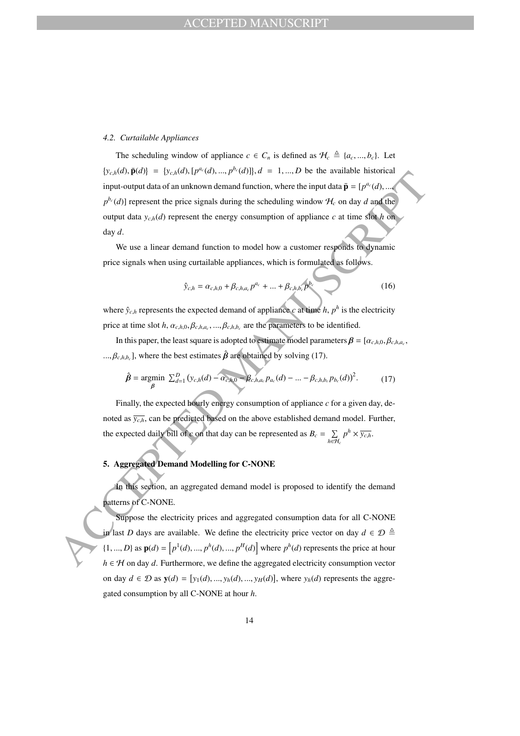### 4.2. Curtailable Appliances

The scheduling window of appliance $c \in C_n$ is defined as $\mathcal{H}_c \triangleq \{a_c, ..., b_c\}$. Let $\{y_{c,h}(d), \bar{\mathbf{p}}(d)\} = \{y_{c,h}(d), [p^{a_c}(d), ..., p^{b_c}(d)]\}, d = 1, ..., D$ be the available historical input-output data of an unknown demand function, where the input data $\bar{\mathbf{p}} = [p^{a_c}(d), ..., p^{b_c}(d)]$ represent the price signals during the scheduling window $\mathcal{H}_c$ on day $d$ and the output data $y_{c,h}(d)$ represent the energy consumption of appliance $c$ at time slot $h$ on day $d$.

We use a linear demand function to model how a customer responds to dynamic price signals when using curtailable appliances, which is formulated as follows.

$$\hat{y}_{c,h} = \alpha_{c,h,0} + \beta_{c,h,a_c} p^{a_c} + ... + \beta_{c,h,b_c} p^{b_c} \tag{16}$$

where $\hat{y}_{c,h}$ represents the expected demand of appliance $c$ at time $h$, $p^h$ is the electricity price at time slot $h$, $\alpha_{c,h,0}, \beta_{c,h,a_c}, ..., \beta_{c,h,b_c}$ are the parameters to be identified.

In this paper, the least square is adopted to estimate model parameters $\boldsymbol{\beta} = [\alpha_{c,h,0}, \beta_{c,h,a_c}, ..., \beta_{c,h,b_c}]$, where the best estimates $\hat{\boldsymbol{\beta}}$ are obtained by solving (17).

$$\hat{\boldsymbol{\beta}} = \underset{\boldsymbol{\beta}}{\operatorname{argmin}} \sum_{d=1}^{D} \left(y_{c,h}(d) - \alpha_{c,h,0} - \beta_{c,h,a_c} p_{a_c}(d) - ... - \beta_{c,h,b_c} p_{b_c}(d)\right)^2. \tag{17}$$

Finally, the expected hourly energy consumption of appliance $c$ for a given day, denoted as $\overline{y_{c,h}}$, can be predicted based on the above established demand model. Further, the expected daily bill of $c$ on that day can be represented as $B_c = \sum_{h \in \mathcal{H}_c} p^h \times \overline{y_{c,h}}$.

## 5. Aggregated Demand Modelling for C-NONE

In this section, an aggregated demand model is proposed to identify the demand patterns of C-NONE.

Suppose the electricity prices and aggregated consumption data for all C-NONE in last $D$ days are available. We define the electricity price vector on day $d \in \mathcal{D} \triangleq \{1, ..., D\}$ as $\mathbf{p}(d) = \left[p^1(d), ..., p^h(d), ..., p^H(d)\right]$ where $p^h(d)$ represents the price at hour $h \in \mathcal{H}$ on day $d$. Furthermore, we define the aggregated electricity consumption vector on day $d \in \mathcal{D}$ as $\mathbf{y}(d) = [y_1(d), ..., y_h(d), ..., y_H(d)]$, where $y_h(d)$ represents the aggregated consumption by all C-NONE at hour $h$.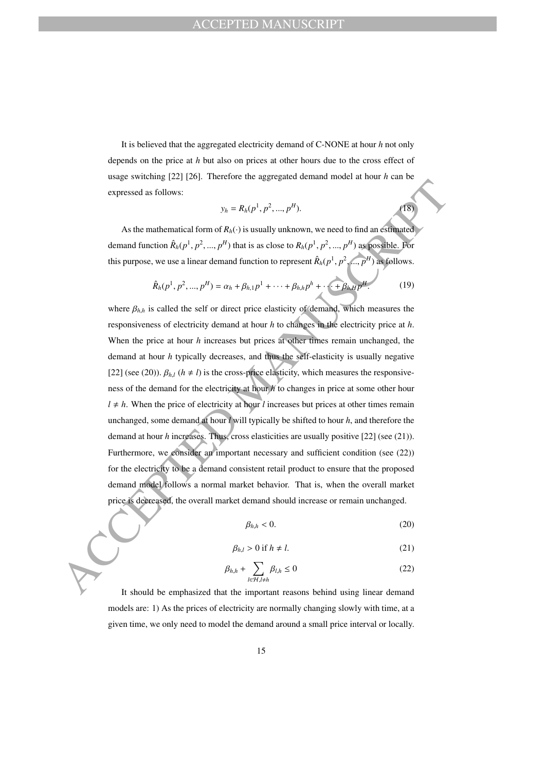It is believed that the aggregated electricity demand of C-NONE at hour $h$ not only depends on the price at $h$ but also on prices at other hours due to the cross effect of usage switching [22] [26]. Therefore the aggregated demand model at hour $h$ can be expressed as follows:

$$y_h = R_h(p^1, p^2, ..., p^H). \tag{18}$$

As the mathematical form of $R_h(\cdot)$ is usually unknown, we need to find an estimated demand function $\hat{R}_h(p^1, p^2, ..., p^H)$ that is as close to $R_h(p^1, p^2, ..., p^H)$ as possible. For this purpose, we use a linear demand function to represent $\hat{R}_h(p^1, p^2, ..., p^H)$ as follows.

$$\hat{R}_h(p^1, p^2, ..., p^H) = \alpha_h + \beta_{h,1}p^1 + \cdots + \beta_{h,h}p^h + \cdots + \beta_{h,H}p^H. \tag{19}$$

where $\beta_{h,h}$ is called the self or direct price elasticity of demand, which measures the responsiveness of electricity demand at hour $h$ to changes in the electricity price at $h$. When the price at hour $h$ increases but prices at other times remain unchanged, the demand at hour $h$ typically decreases, and thus the self-elasticity is usually negative [22] (see (20)). $\beta_{h,l}$ ($h \neq l$) is the cross-price elasticity, which measures the responsiveness of the demand for the electricity at hour $h$ to changes in price at some other hour $l \neq h$. When the price of electricity at hour $l$ increases but prices at other times remain unchanged, some demand at hour $l$ will typically be shifted to hour $h$, and therefore the demand at hour $h$ increases. Thus, cross elasticities are usually positive [22] (see (21)). Furthermore, we consider an important necessary and sufficient condition (see (22)) for the electricity to be a demand consistent retail product to ensure that the proposed demand model follows a normal market behavior. That is, when the overall market price is decreased, the overall market demand should increase or remain unchanged.

$$\beta_{h,h} < 0. \tag{20}$$

$$\beta_{h,l} > 0 \text{ if } h \neq l. \tag{21}$$

$$\beta_{h,h} + \sum_{l \in \mathcal{H}, l \neq h} \beta_{l,h} \leq 0 \tag{22}$$

It should be emphasized that the important reasons behind using linear demand models are: 1) As the prices of electricity are normally changing slowly with time, at a given time, we only need to model the demand around a small price interval or locally.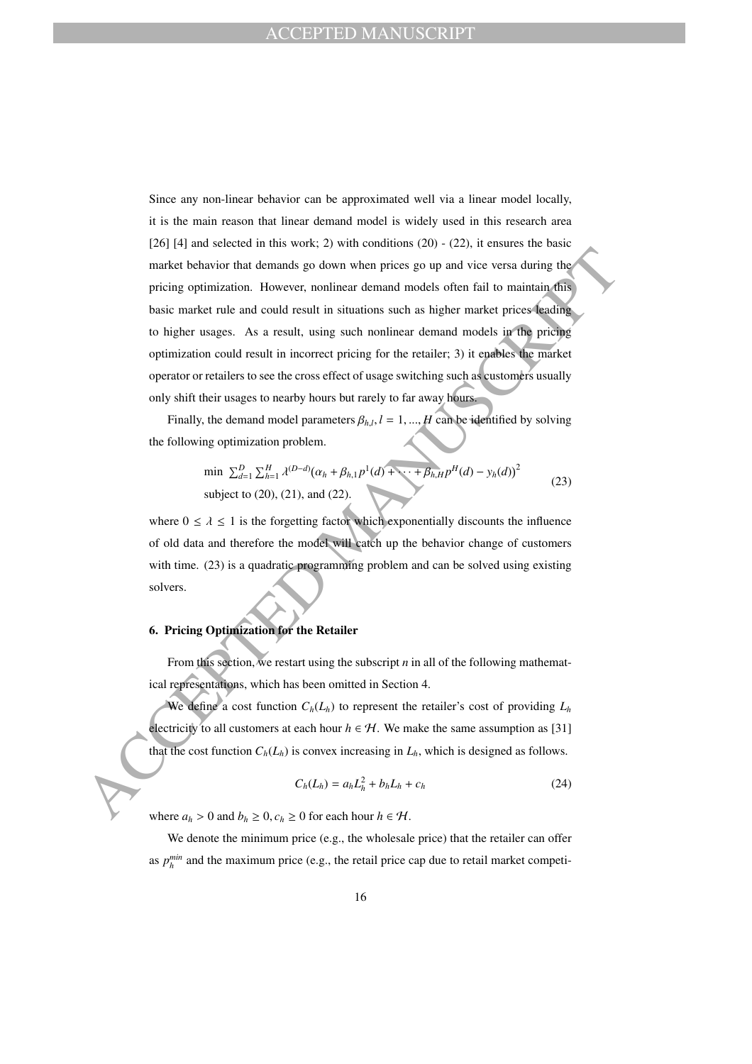Since any non-linear behavior can be approximated well via a linear model locally, it is the main reason that linear demand model is widely used in this research area [26] [4] and selected in this work; 2) with conditions (20) - (22), it ensures the basic market behavior that demands go down when prices go up and vice versa during the pricing optimization. However, nonlinear demand models often fail to maintain this basic market rule and could result in situations such as higher market prices leading to higher usages. As a result, using such nonlinear demand models in the pricing optimization could result in incorrect pricing for the retailer; 3) it enables the market operator or retailers to see the cross effect of usage switching such as customers usually only shift their usages to nearby hours but rarely to far away hours.

Finally, the demand model parameters $\beta_{h,l}, l = 1, ..., H$ can be identified by solving the following optimization problem.

$$\begin{aligned} &\min \ \sum_{d=1}^{D} \sum_{h=1}^{H} \lambda^{(D-d)} (\alpha_h + \beta_{h,1} p^1(d) + \cdots + \beta_{h,H} p^H(d) - y_h(d))^2 \\ &\text{subject to (20), (21), and (22).} \end{aligned} \tag{23}$$

where $0 \leq \lambda \leq 1$ is the forgetting factor which exponentially discounts the influence of old data and therefore the model will catch up the behavior change of customers with time. (23) is a quadratic programming problem and can be solved using existing solvers.

## 6. Pricing Optimization for the Retailer

From this section, we restart using the subscript $n$ in all of the following mathematical representations, which has been omitted in Section 4.

We define a cost function $C_h(L_h)$ to represent the retailer's cost of providing $L_h$ electricity to all customers at each hour $h \in \mathcal{H}$. We make the same assumption as [31] that the cost function $C_h(L_h)$ is convex increasing in $L_h$, which is designed as follows.

$$C_h(L_h) = a_h L_h^2 + b_h L_h + c_h \tag{24}$$

where $a_h > 0$ and $b_h \geq 0, c_h \geq 0$ for each hour $h \in \mathcal{H}$.

We denote the minimum price (e.g., the wholesale price) that the retailer can offer as $p_h^{min}$ and the maximum price (e.g., the retail price cap due to retail market competi-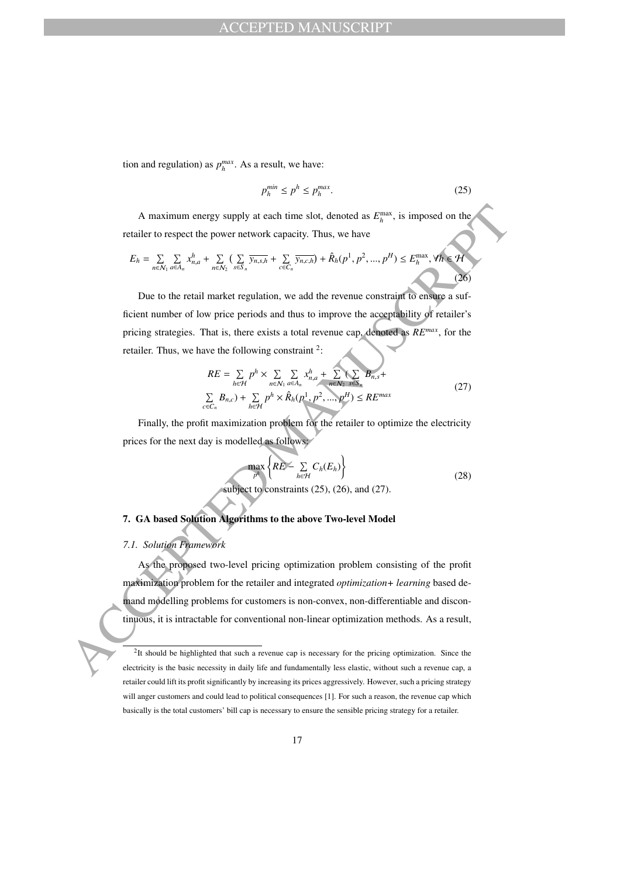tion and regulation) as $p_h^{max}$. As a result, we have:

$$p_h^{min} \leq p^h \leq p_h^{max}. \tag{25}$$

A maximum energy supply at each time slot, denoted as $E_h^{\max}$, is imposed on the retailer to respect the power network capacity. Thus, we have

$$E_h = \sum_{n \in \mathcal{N}_1} \sum_{a \in A_n} x_{n,a}^h + \sum_{n \in \mathcal{N}_2} \left( \sum_{s \in S_n} \overline{y_{n,s,h}} + \sum_{c \in C_n} \overline{y_{n,c,h}} \right) + \hat{R}_h(p^1, p^2, ..., p^H) \leq E_h^{\max}, \forall h \in \mathcal{H} \tag{26}$$

Due to the retail market regulation, we add the revenue constraint to ensure a sufficient number of low price periods and thus to improve the acceptability of retailer's pricing strategies. That is, there exists a total revenue cap, denoted as $RE^{max}$, for the retailer. Thus, we have the following constraint [2]:

$$\begin{aligned} RE = \sum_{h \in \mathcal{H}} p^h \times \sum_{n \in \mathcal{N}_1} \sum_{a \in A_n} x_{n,a}^h + \sum_{n \in \mathcal{N}_2} \left( \sum_{s \in S_n} B_{n,s} + \right. \\ \left. \sum_{c \in C_n} B_{n,c} \right) + \sum_{h \in \mathcal{H}} p^h \times \hat{R}_h(p^1, p^2, ..., p^H) \leq RE^{max} \end{aligned} \tag{27}$$

Finally, the profit maximization problem for the retailer to optimize the electricity prices for the next day is modelled as follows:

$$\max_{p^h} \left\{ RE - \sum_{h \in \mathcal{H}} C_h(E_h) \right\} \\ \text{subject to constraints (25), (26), and (27).} \tag{28}$$

## 7. GA based Solution Algorithms to the above Two-level Model

### 7.1. Solution Framework

As the proposed two-level pricing optimization problem consisting of the profit maximization problem for the retailer and integrated *optimization+ learning* based demand modelling problems for customers is non-convex, non-differentiable and discontinuous, it is intractable for conventional non-linear optimization methods. As a result,

[2] It should be highlighted that such a revenue cap is necessary for the pricing optimization. Since the electricity is the basic necessity in daily life and fundamentally less elastic, without such a revenue cap, a retailer could lift its profit significantly by increasing its prices aggressively. However, such a pricing strategy will anger customers and could lead to political consequences [1]. For such a reason, the revenue cap which basically is the total customers' bill cap is necessary to ensure the sensible pricing strategy for a retailer.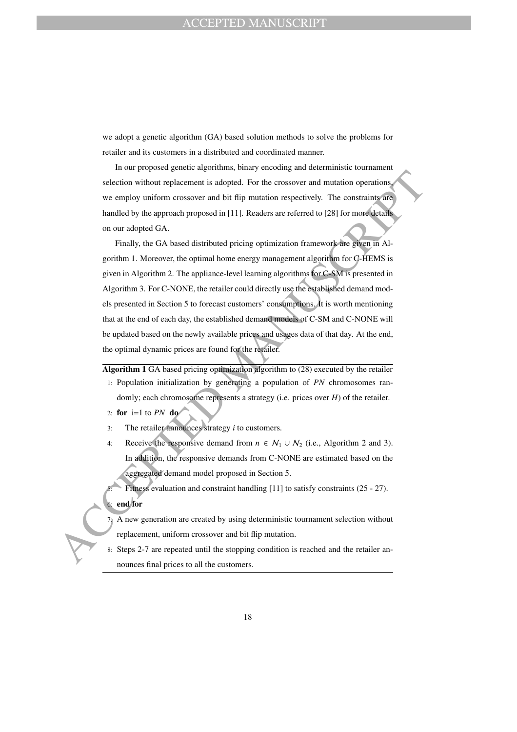we adopt a genetic algorithm (GA) based solution methods to solve the problems for retailer and its customers in a distributed and coordinated manner.

In our proposed genetic algorithms, binary encoding and deterministic tournament selection without replacement is adopted. For the crossover and mutation operations, we employ uniform crossover and bit flip mutation respectively. The constraints are handled by the approach proposed in [11]. Readers are referred to [28] for more details on our adopted GA.

Finally, the GA based distributed pricing optimization framework are given in Algorithm 1. Moreover, the optimal home energy management algorithm for C-HEMS is given in Algorithm 2. The appliance-level learning algorithms for C-SM is presented in Algorithm 3. For C-NONE, the retailer could directly use the established demand models presented in Section 5 to forecast customers' consumptions. It is worth mentioning that at the end of each day, the established demand models of C-SM and C-NONE will be updated based on the newly available prices and usages data of that day. At the end, the optimal dynamic prices are found for the retailer.

**Algorithm 1** GA based pricing optimization algorithm to (28) executed by the retailer

1: Population initialization by generating a population of *PN* chromosomes randomly; each chromosome represents a strategy (i.e. prices over $H$) of the retailer.
2: **for** i=1 to *PN* **do**
3: The retailer announces strategy $i$ to customers.
4: Receive the responsive demand from $n \in \mathcal{N}_1 \cup \mathcal{N}_2$ (i.e., Algorithm 2 and 3). In addition, the responsive demands from C-NONE are estimated based on the aggregated demand model proposed in Section 5.
5: Fitness evaluation and constraint handling [11] to satisfy constraints (25 - 27).
6: **end for**
7: A new generation are created by using deterministic tournament selection without replacement, uniform crossover and bit flip mutation.
8: Steps 2-7 are repeated until the stopping condition is reached and the retailer announces final prices to all the customers.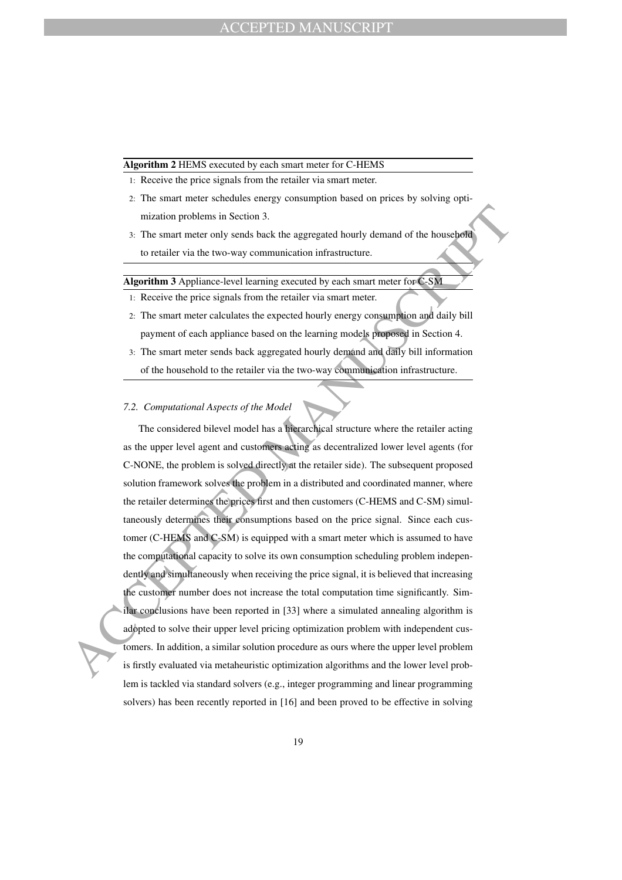**Algorithm 2** HEMS executed by each smart meter for C-HEMS

1: Receive the price signals from the retailer via smart meter.

2: The smart meter schedules energy consumption based on prices by solving optimization problems in Section 3.

3: The smart meter only sends back the aggregated hourly demand of the household to retailer via the two-way communication infrastructure.

**Algorithm 3** Appliance-level learning executed by each smart meter for C-SM

1: Receive the price signals from the retailer via smart meter.

2: The smart meter calculates the expected hourly energy consumption and daily bill payment of each appliance based on the learning models proposed in Section 4.

3: The smart meter sends back aggregated hourly demand and daily bill information of the household to the retailer via the two-way communication infrastructure.

### *7.2. Computational Aspects of the Model*

The considered bilevel model has a hierarchical structure where the retailer acting as the upper level agent and customers acting as decentralized lower level agents (for C-NONE, the problem is solved directly at the retailer side). The subsequent proposed solution framework solves the problem in a distributed and coordinated manner, where the retailer determines the prices first and then customers (C-HEMS and C-SM) simultaneously determines their consumptions based on the price signal. Since each customer (C-HEMS and C-SM) is equipped with a smart meter which is assumed to have the computational capacity to solve its own consumption scheduling problem independently and simultaneously when receiving the price signal, it is believed that increasing the customer number does not increase the total computation time significantly. Similar conclusions have been reported in [33] where a simulated annealing algorithm is adopted to solve their upper level pricing optimization problem with independent customers. In addition, a similar solution procedure as ours where the upper level problem is firstly evaluated via metaheuristic optimization algorithms and the lower level problem is tackled via standard solvers (e.g., integer programming and linear programming solvers) has been recently reported in [16] and been proved to be effective in solving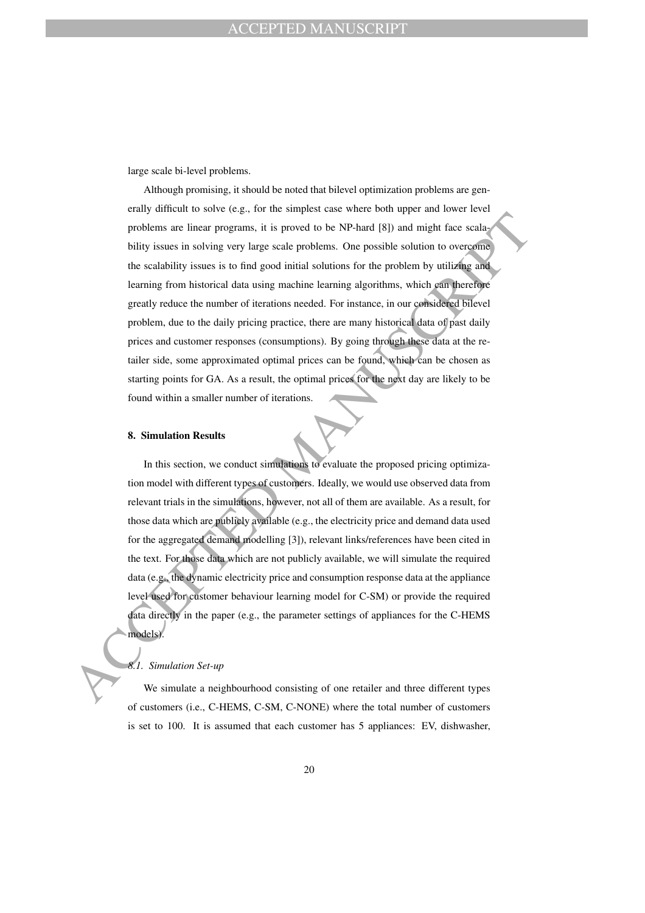large scale bi-level problems.

Although promising, it should be noted that bilevel optimization problems are generally difficult to solve (e.g., for the simplest case where both upper and lower level problems are linear programs, it is proved to be NP-hard [8]) and might face scalability issues in solving very large scale problems. One possible solution to overcome the scalability issues is to find good initial solutions for the problem by utilizing and learning from historical data using machine learning algorithms, which can therefore greatly reduce the number of iterations needed. For instance, in our considered bilevel problem, due to the daily pricing practice, there are many historical data of past daily prices and customer responses (consumptions). By going through these data at the retailer side, some approximated optimal prices can be found, which can be chosen as starting points for GA. As a result, the optimal prices for the next day are likely to be found within a smaller number of iterations.

## 8. Simulation Results

In this section, we conduct simulations to evaluate the proposed pricing optimization model with different types of customers. Ideally, we would use observed data from relevant trials in the simulations, however, not all of them are available. As a result, for those data which are publicly available (e.g., the electricity price and demand data used for the aggregated demand modelling [3]), relevant links/references have been cited in the text. For those data which are not publicly available, we will simulate the required data (e.g., the dynamic electricity price and consumption response data at the appliance level used for customer behaviour learning model for C-SM) or provide the required data directly in the paper (e.g., the parameter settings of appliances for the C-HEMS models).

### *8.1. Simulation Set-up*

We simulate a neighbourhood consisting of one retailer and three different types of customers (i.e., C-HEMS, C-SM, C-NONE) where the total number of customers is set to 100. It is assumed that each customer has 5 appliances: EV, dishwasher,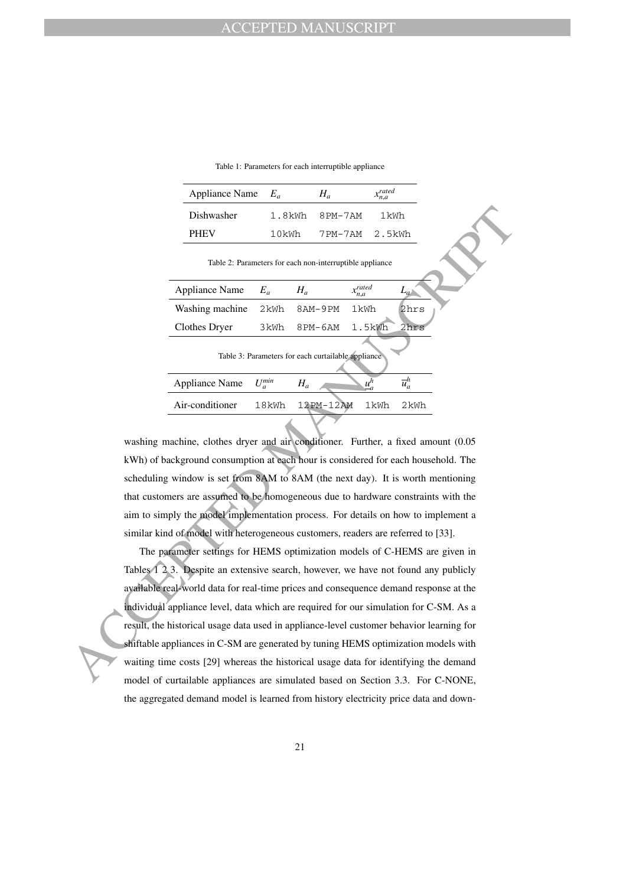Table 1: Parameters for each interruptible appliance

| Appliance Name | $E_a$ | $H_a$ | $x_{n,a}^{rated}$ |
|---|---|---|---|
| Dishwasher | 1.8kWh | 8PM-7AM | 1kWh |
| PHEV | 10kWh | 7PM-7AM | 2.5kWh |

Table 2: Parameters for each non-interruptible appliance

| Appliance Name | $E_a$ | $H_a$ | $x_{n,a}^{rated}$ | $L_a$ |
|---|---|---|---|---|
| Washing machine | 2kWh | 8AM-9PM | 1kWh | 2hrs |
| Clothes Dryer | 3kWh | 8PM-6AM | 1.5kWh | 2hrs |

Table 3: Parameters for each curtailable appliance

| Appliance Name | $U_a^{min}$ | $H_a$ | $\underline{u}_a^h$ | $\overline{u}_a^h$ |
|---|---|---|---|---|
| Air-conditioner | 18kWh | 12PM-12AM | 1kWh | 2kWh |

washing machine, clothes dryer and air conditioner. Further, a fixed amount (0.05 kWh) of background consumption at each hour is considered for each household. The scheduling window is set from 8AM to 8AM (the next day). It is worth mentioning that customers are assumed to be homogeneous due to hardware constraints with the aim to simply the model implementation process. For details on how to implement a similar kind of model with heterogeneous customers, readers are referred to [33].

The parameter settings for HEMS optimization models of C-HEMS are given in Tables 1 2 3. Despite an extensive search, however, we have not found any publicly available real-world data for real-time prices and consequence demand response at the individual appliance level, data which are required for our simulation for C-SM. As a result, the historical usage data used in appliance-level customer behavior learning for shiftable appliances in C-SM are generated by tuning HEMS optimization models with waiting time costs [29] whereas the historical usage data for identifying the demand model of curtailable appliances are simulated based on Section 3.3. For C-NONE, the aggregated demand model is learned from history electricity price data and down-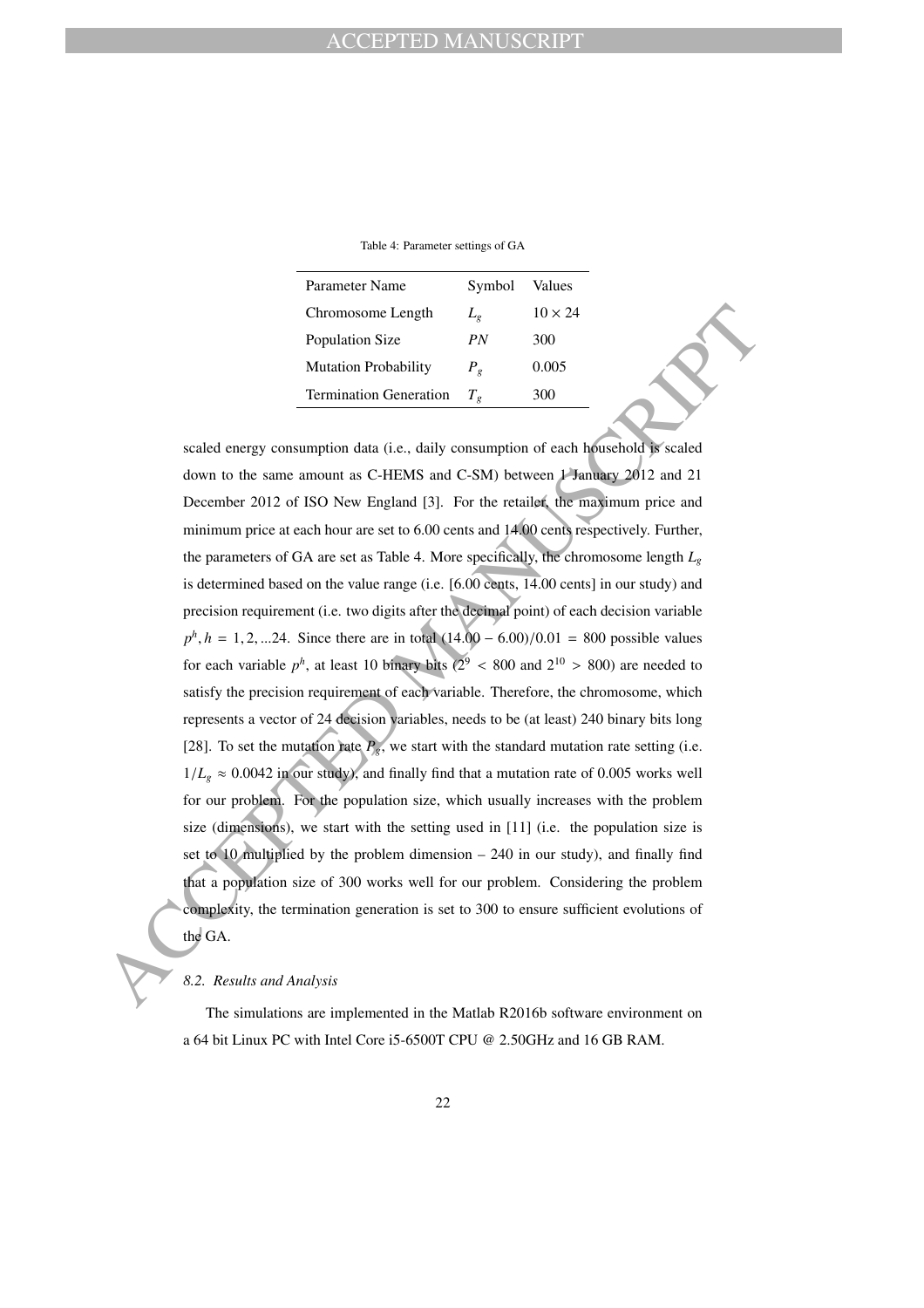Table 4: Parameter settings of GA

| Parameter Name | Symbol | Values |
|---|---|---|
| Chromosome Length | $L_g$ | $10 \times 24$ |
| Population Size | $PN$ | 300 |
| Mutation Probability | $P_g$ | 0.005 |
| Termination Generation | $T_g$ | 300 |

scaled energy consumption data (i.e., daily consumption of each household is scaled down to the same amount as C-HEMS and C-SM) between 1 January 2012 and 21 December 2012 of ISO New England [3]. For the retailer, the maximum price and minimum price at each hour are set to 6.00 cents and 14.00 cents respectively. Further, the parameters of GA are set as Table 4. More specifically, the chromosome length $L_g$ is determined based on the value range (i.e. [6.00 cents, 14.00 cents] in our study) and precision requirement (i.e. two digits after the decimal point) of each decision variable $p^h, h = 1, 2, ...24$. Since there are in total $(14.00 - 6.00)/0.01 = 800$ possible values for each variable $p^h$, at least 10 binary bits ($2^9 < 800$ and $2^{10} > 800$) are needed to satisfy the precision requirement of each variable. Therefore, the chromosome, which represents a vector of 24 decision variables, needs to be (at least) 240 binary bits long [28]. To set the mutation rate $P_g$, we start with the standard mutation rate setting (i.e. $1/L_g \approx 0.0042$ in our study), and finally find that a mutation rate of 0.005 works well for our problem. For the population size, which usually increases with the problem size (dimensions), we start with the setting used in [11] (i.e. the population size is set to 10 multiplied by the problem dimension – 240 in our study), and finally find that a population size of 300 works well for our problem. Considering the problem complexity, the termination generation is set to 300 to ensure sufficient evolutions of the GA.

### *8.2. Results and Analysis*

The simulations are implemented in the Matlab R2016b software environment on a 64 bit Linux PC with Intel Core i5-6500T CPU @ 2.50GHz and 16 GB RAM.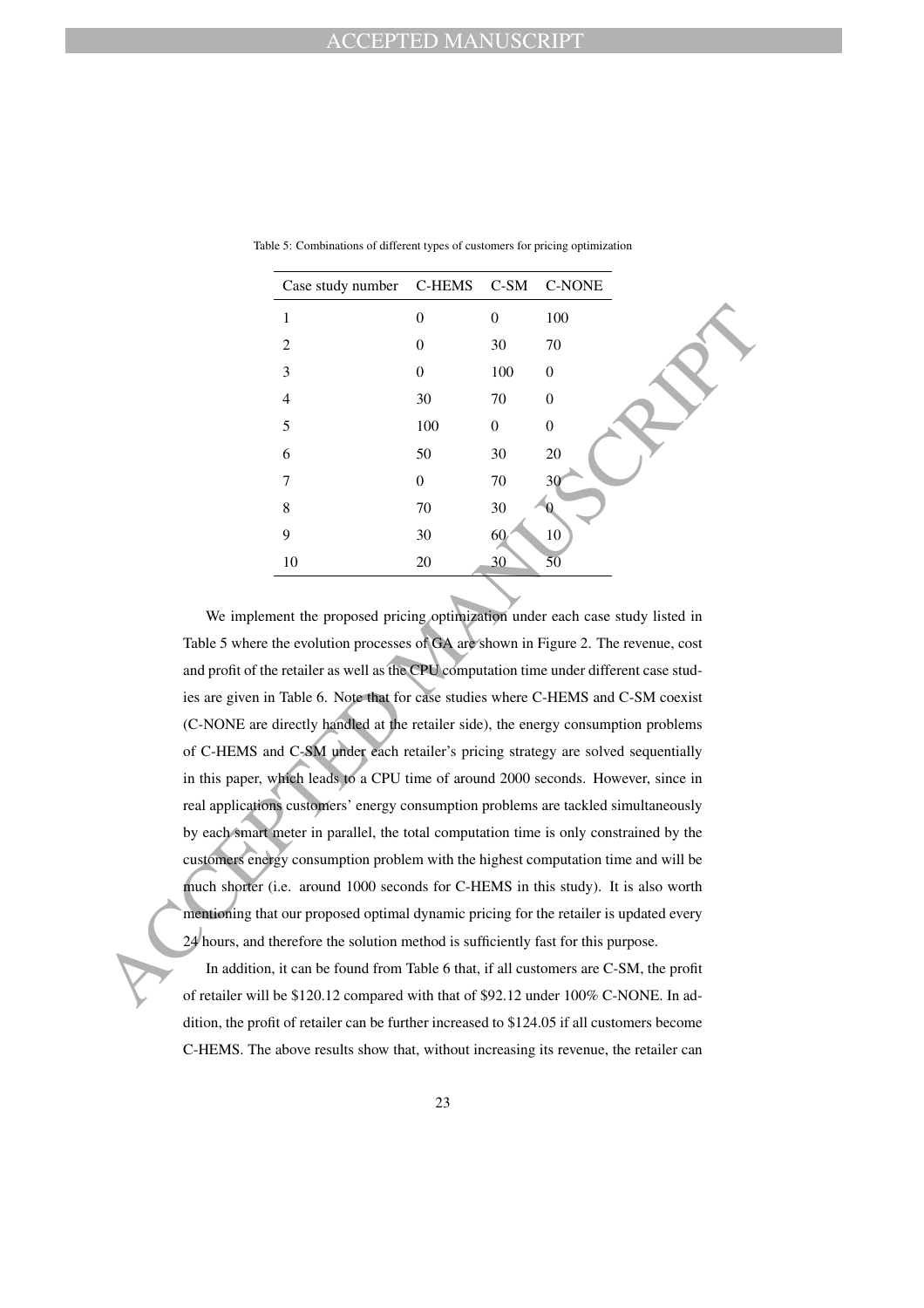Table 5: Combinations of different types of customers for pricing optimization

| Case study number | C-HEMS | C-SM | C-NONE |
|---|---|---|---|
| 1 | 0 | 0 | 100 |
| 2 | 0 | 30 | 70 |
| 3 | 0 | 100 | 0 |
| 4 | 30 | 70 | 0 |
| 5 | 100 | 0 | 0 |
| 6 | 50 | 30 | 20 |
| 7 | 0 | 70 | 30 |
| 8 | 70 | 30 | 0 |
| 9 | 30 | 60 | 10 |
| 10 | 20 | 30 | 50 |

We implement the proposed pricing optimization under each case study listed in Table 5 where the evolution processes of GA are shown in Figure 2. The revenue, cost and profit of the retailer as well as the CPU computation time under different case studies are given in Table 6. Note that for case studies where C-HEMS and C-SM coexist (C-NONE are directly handled at the retailer side), the energy consumption problems of C-HEMS and C-SM under each retailer's pricing strategy are solved sequentially in this paper, which leads to a CPU time of around 2000 seconds. However, since in real applications customers' energy consumption problems are tackled simultaneously by each smart meter in parallel, the total computation time is only constrained by the customers energy consumption problem with the highest computation time and will be much shorter (i.e. around 1000 seconds for C-HEMS in this study). It is also worth mentioning that our proposed optimal dynamic pricing for the retailer is updated every 24 hours, and therefore the solution method is sufficiently fast for this purpose.

In addition, it can be found from Table 6 that, if all customers are C-SM, the profit of retailer will be \$120.12 compared with that of \$92.12 under 100% C-NONE. In addition, the profit of retailer can be further increased to \$124.05 if all customers become C-HEMS. The above results show that, without increasing its revenue, the retailer can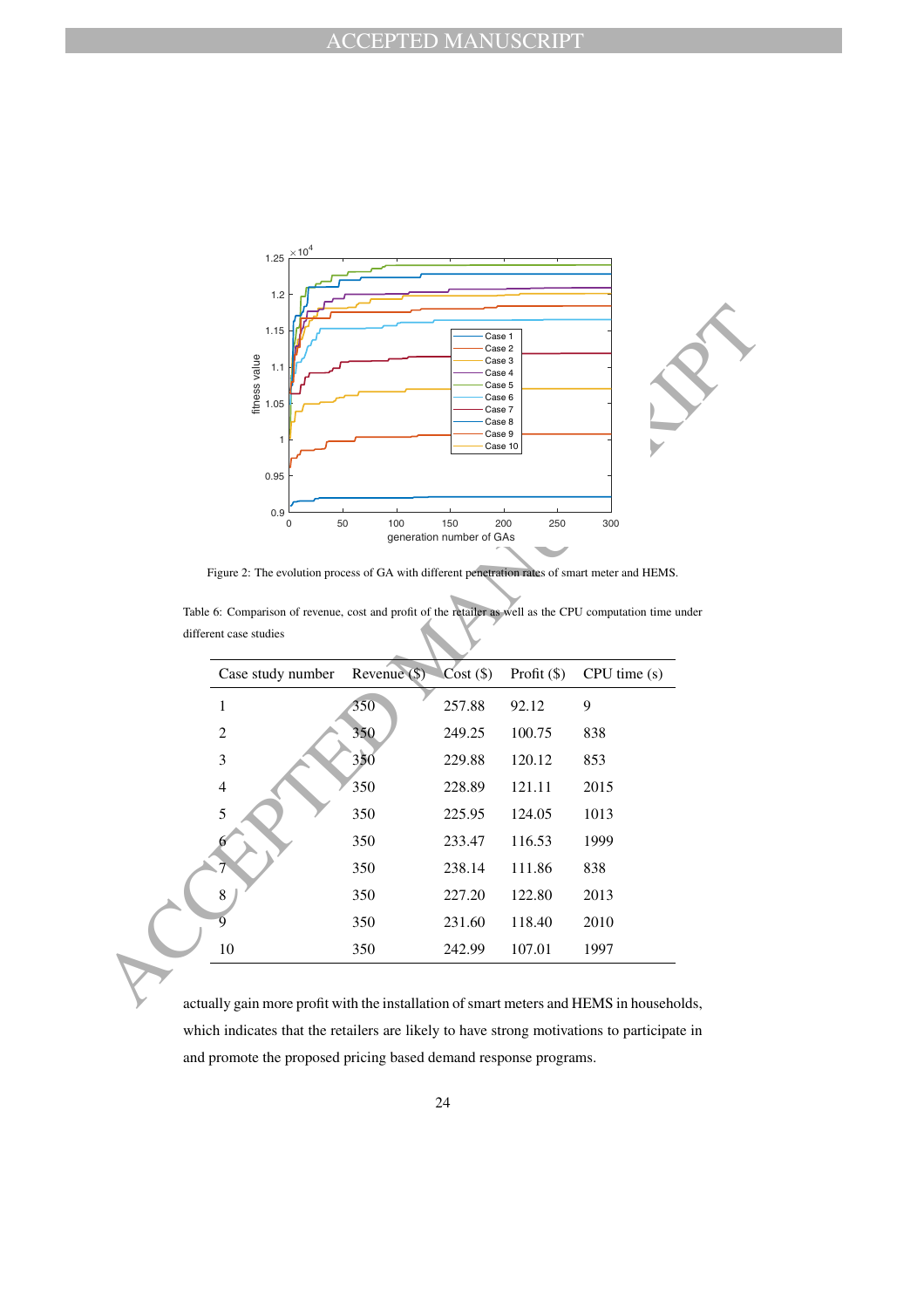Figure 2: The evolution process of GA with different penetration rates of smart meter and HEMS.

Table 6: Comparison of revenue, cost and profit of the retailer as well as the CPU computation time under different case studies

| Case study number | Revenue ($) | Cost ($) | Profit ($) | CPU time (s) |
|---|---|---|---|---|
| 1 | 350 | 257.88 | 92.12 | 9 |
| 2 | 350 | 249.25 | 100.75 | 838 |
| 3 | 350 | 229.88 | 120.12 | 853 |
| 4 | 350 | 228.89 | 121.11 | 2015 |
| 5 | 350 | 225.95 | 124.05 | 1013 |
| 6 | 350 | 233.47 | 116.53 | 1999 |
| 7 | 350 | 238.14 | 111.86 | 838 |
| 8 | 350 | 227.20 | 122.80 | 2013 |
| 9 | 350 | 231.60 | 118.40 | 2010 |
| 10 | 350 | 242.99 | 107.01 | 1997 |

actually gain more profit with the installation of smart meters and HEMS in households, which indicates that the retailers are likely to have strong motivations to participate in and promote the proposed pricing based demand response programs.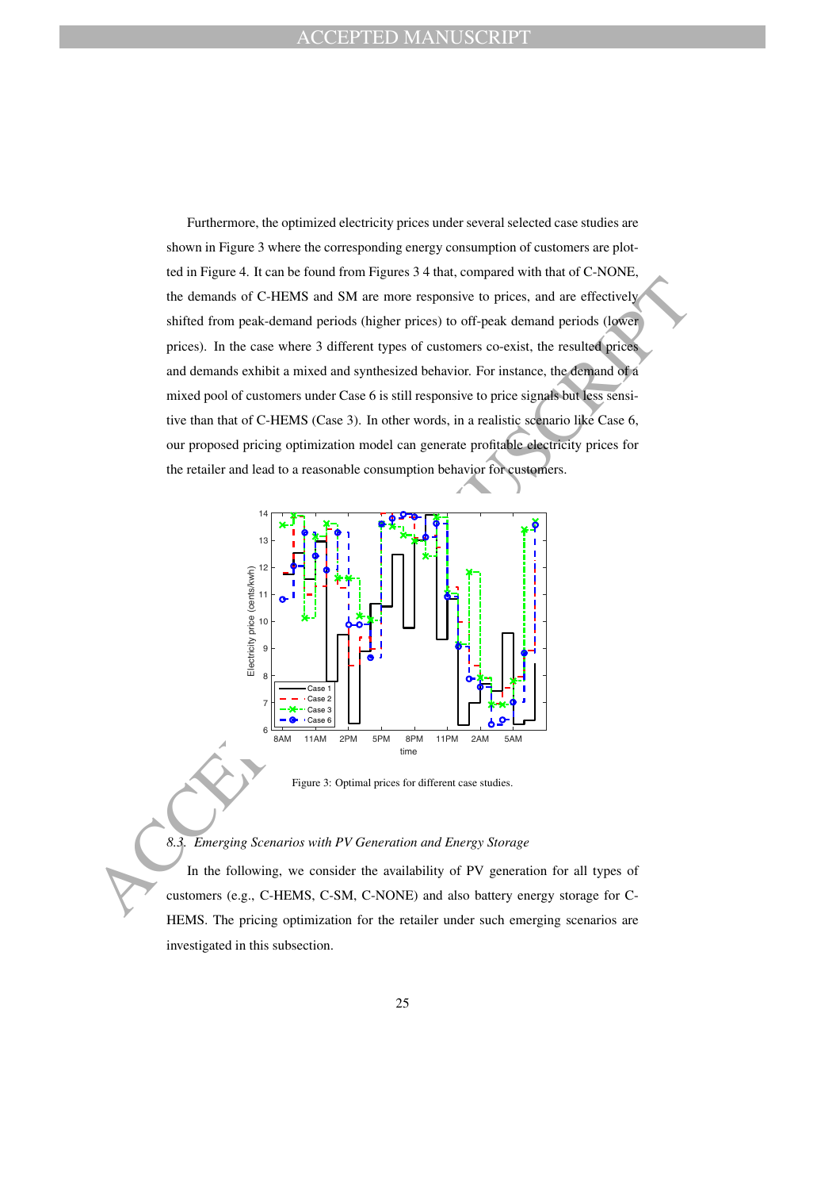Furthermore, the optimized electricity prices under several selected case studies are shown in Figure 3 where the corresponding energy consumption of customers are plotted in Figure 4. It can be found from Figures 3 4 that, compared with that of C-NONE, the demands of C-HEMS and SM are more responsive to prices, and are effectively shifted from peak-demand periods (higher prices) to off-peak demand periods (lower prices). In the case where 3 different types of customers co-exist, the resulted prices and demands exhibit a mixed and synthesized behavior. For instance, the demand of a mixed pool of customers under Case 6 is still responsive to price signals but less sensitive than that of C-HEMS (Case 3). In other words, in a realistic scenario like Case 6, our proposed pricing optimization model can generate profitable electricity prices for the retailer and lead to a reasonable consumption behavior for customers.

Figure 3: Optimal prices for different case studies.

### 8.3. Emerging Scenarios with PV Generation and Energy Storage

In the following, we consider the availability of PV generation for all types of customers (e.g., C-HEMS, C-SM, C-NONE) and also battery energy storage for C-HEMS. The pricing optimization for the retailer under such emerging scenarios are investigated in this subsection.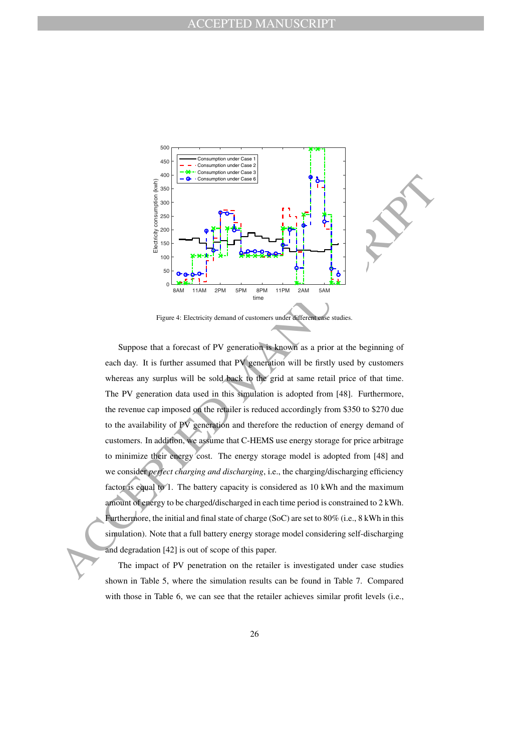Figure 4: Electricity demand of customers under different case studies.

Suppose that a forecast of PV generation is known as a prior at the beginning of each day. It is further assumed that PV generation will be firstly used by customers whereas any surplus will be sold back to the grid at same retail price of that time. The PV generation data used in this simulation is adopted from [48]. Furthermore, the revenue cap imposed on the retailer is reduced accordingly from \$350 to \$270 due to the availability of PV generation and therefore the reduction of energy demand of customers. In addition, we assume that C-HEMS use energy storage for price arbitrage to minimize their energy cost. The energy storage model is adopted from [48] and we consider *perfect charging and discharging*, i.e., the charging/discharging efficiency factor is equal to 1. The battery capacity is considered as 10 kWh and the maximum amount of energy to be charged/discharged in each time period is constrained to 2 kWh. Furthermore, the initial and final state of charge (SoC) are set to 80% (i.e., 8 kWh in this simulation). Note that a full battery energy storage model considering self-discharging and degradation [42] is out of scope of this paper.

The impact of PV penetration on the retailer is investigated under case studies shown in Table 5, where the simulation results can be found in Table 7. Compared with those in Table 6, we can see that the retailer achieves similar profit levels (i.e.,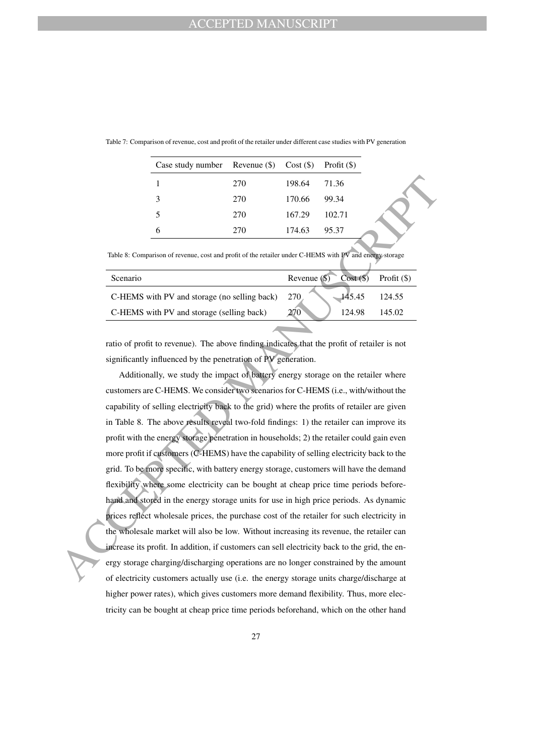Table 7: Comparison of revenue, cost and profit of the retailer under different case studies with PV generation

| Case study number | Revenue ($) | Cost ($) | Profit ($) |
|---|---|---|---|
| 1 | 270 | 198.64 | 71.36 |
| 3 | 270 | 170.66 | 99.34 |
| 5 | 270 | 167.29 | 102.71 |
| 6 | 270 | 174.63 | 95.37 |

Table 8: Comparison of revenue, cost and profit of the retailer under C-HEMS with PV and energy storage

| Scenario | Revenue ($) | Cost ($) | Profit ($) |
|---|---|---|---|
| C-HEMS with PV and storage (no selling back) | 270 | 145.45 | 124.55 |
| C-HEMS with PV and storage (selling back) | 270 | 124.98 | 145.02 |

ratio of profit to revenue). The above finding indicates that the profit of retailer is not significantly influenced by the penetration of PV generation.

Additionally, we study the impact of battery energy storage on the retailer where customers are C-HEMS. We consider two scenarios for C-HEMS (i.e., with/without the capability of selling electricity back to the grid) where the profits of retailer are given in Table 8. The above results reveal two-fold findings: 1) the retailer can improve its profit with the energy storage penetration in households; 2) the retailer could gain even more profit if customers (C-HEMS) have the capability of selling electricity back to the grid. To be more specific, with battery energy storage, customers will have the demand flexibility where some electricity can be bought at cheap price time periods beforehand and stored in the energy storage units for use in high price periods. As dynamic prices reflect wholesale prices, the purchase cost of the retailer for such electricity in the wholesale market will also be low. Without increasing its revenue, the retailer can increase its profit. In addition, if customers can sell electricity back to the grid, the energy storage charging/discharging operations are no longer constrained by the amount of electricity customers actually use (i.e. the energy storage units charge/discharge at higher power rates), which gives customers more demand flexibility. Thus, more electricity can be bought at cheap price time periods beforehand, which on the other hand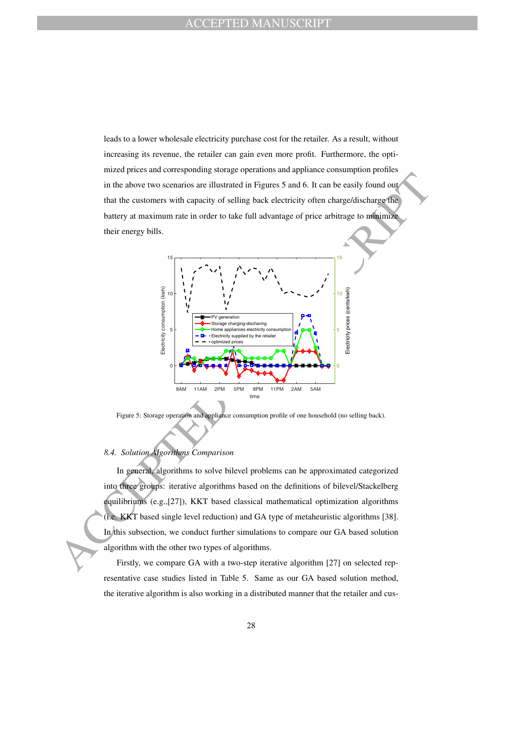leads to a lower wholesale electricity purchase cost for the retailer. As a result, without increasing its revenue, the retailer can gain even more profit. Furthermore, the optimized prices and corresponding storage operations and appliance consumption profiles in the above two scenarios are illustrated in Figures 5 and 6. It can be easily found out that the customers with capacity of selling back electricity often charge/discharge the battery at maximum rate in order to take full advantage of price arbitrage to minimize their energy bills.

Figure 5: Storage operation and appliance consumption profile of one household (no selling back).

### 8.4. Solution Algorithms Comparison

In general, algorithms to solve bilevel problems can be approximated categorized into three groups: iterative algorithms based on the definitions of bilevel/Stackelberg equilibriums (e.g.,[27]), KKT based classical mathematical optimization algorithms (i.e. KKT based single level reduction) and GA type of metaheuristic algorithms [38]. In this subsection, we conduct further simulations to compare our GA based solution algorithm with the other two types of algorithms.

Firstly, we compare GA with a two-step iterative algorithm [27] on selected representative case studies listed in Table 5. Same as our GA based solution method, the iterative algorithm is also working in a distributed manner that the retailer and cus-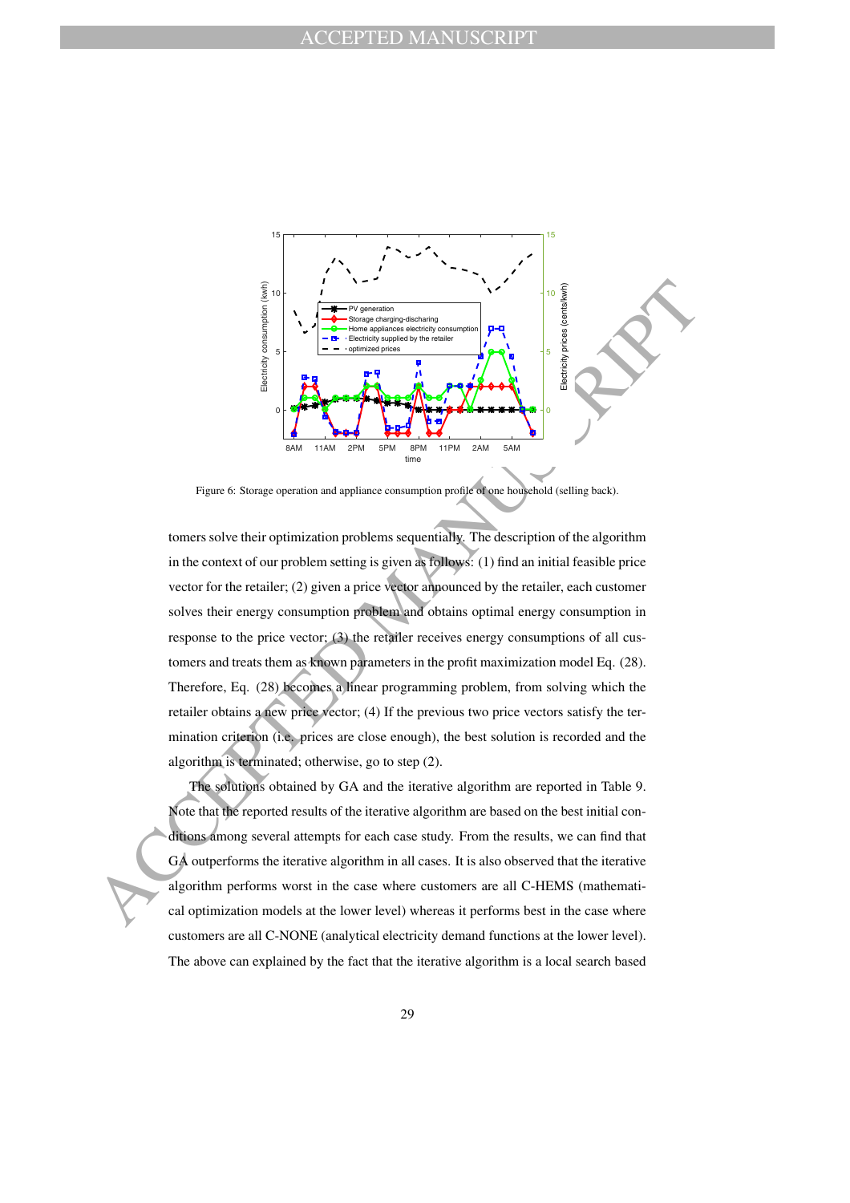Figure 6: Storage operation and appliance consumption profile of one household (selling back).

tomers solve their optimization problems sequentially. The description of the algorithm in the context of our problem setting is given as follows: (1) find an initial feasible price vector for the retailer; (2) given a price vector announced by the retailer, each customer solves their energy consumption problem and obtains optimal energy consumption in response to the price vector; (3) the retailer receives energy consumptions of all customers and treats them as known parameters in the profit maximization model Eq. (28). Therefore, Eq. (28) becomes a linear programming problem, from solving which the retailer obtains a new price vector; (4) If the previous two price vectors satisfy the termination criterion (i.e., prices are close enough), the best solution is recorded and the algorithm is terminated; otherwise, go to step (2).

The solutions obtained by GA and the iterative algorithm are reported in Table 9. Note that the reported results of the iterative algorithm are based on the best initial conditions among several attempts for each case study. From the results, we can find that GA outperforms the iterative algorithm in all cases. It is also observed that the iterative algorithm performs worst in the case where customers are all C-HEMS (mathematical optimization models at the lower level) whereas it performs best in the case where customers are all C-NONE (analytical electricity demand functions at the lower level). The above can explained by the fact that the iterative algorithm is a local search based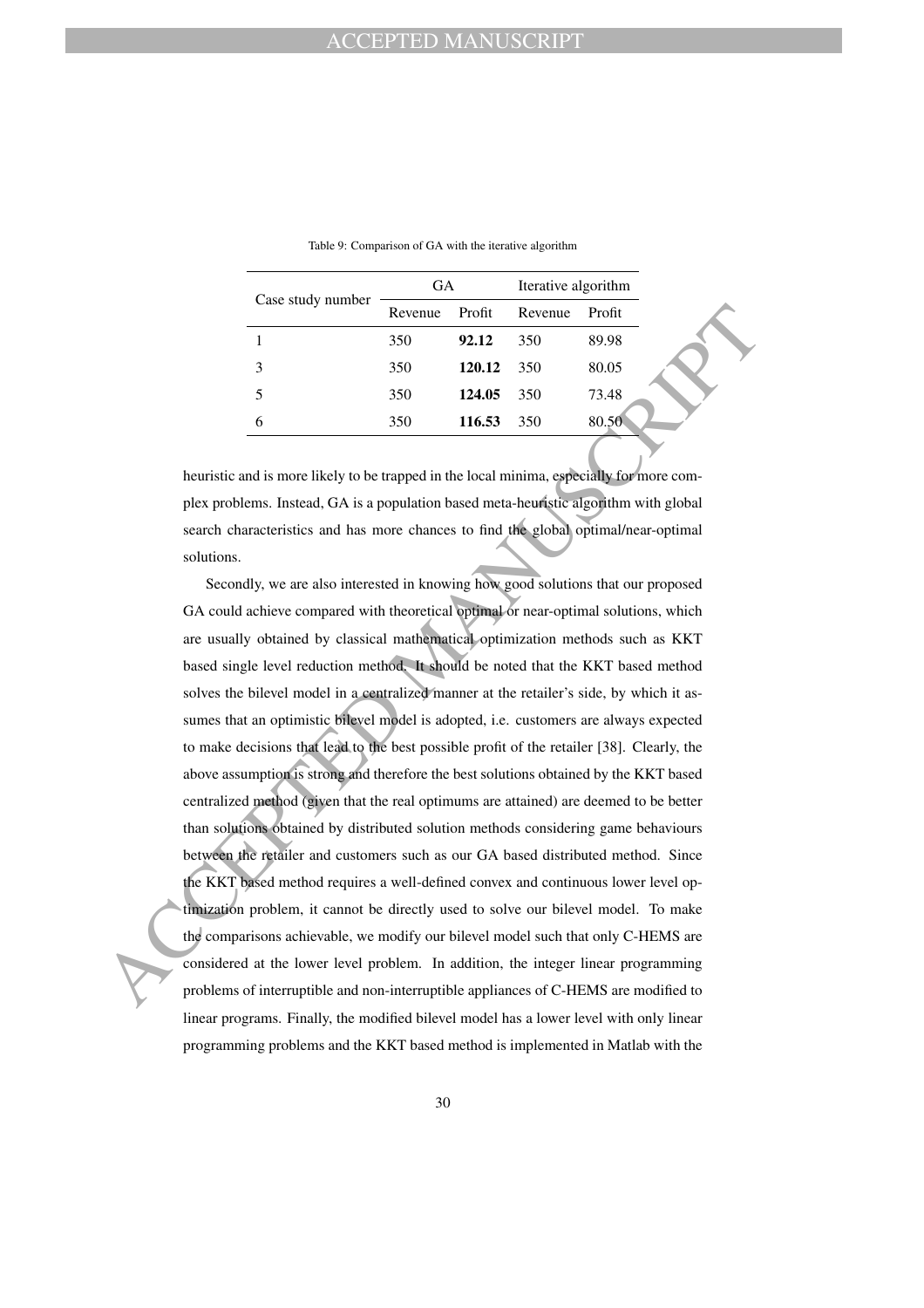Table 9: Comparison of GA with the iterative algorithm

| Case study number | GA | | Iterative algorithm | |
|---|---|---|---|---|
| | Revenue | Profit | Revenue | Profit |
| 1 | 350 | **92.12** | 350 | 89.98 |
| 3 | 350 | **120.12** | 350 | 80.05 |
| 5 | 350 | **124.05** | 350 | 73.48 |
| 6 | 350 | **116.53** | 350 | 80.50 |

heuristic and is more likely to be trapped in the local minima, especially for more complex problems. Instead, GA is a population based meta-heuristic algorithm with global search characteristics and has more chances to find the global optimal/near-optimal solutions.

Secondly, we are also interested in knowing how good solutions that our proposed GA could achieve compared with theoretical optimal or near-optimal solutions, which are usually obtained by classical mathematical optimization methods such as KKT based single level reduction method. It should be noted that the KKT based method solves the bilevel model in a centralized manner at the retailer's side, by which it assumes that an optimistic bilevel model is adopted, i.e. customers are always expected to make decisions that lead to the best possible profit of the retailer [38]. Clearly, the above assumption is strong and therefore the best solutions obtained by the KKT based centralized method (given that the real optimums are attained) are deemed to be better than solutions obtained by distributed solution methods considering game behaviours between the retailer and customers such as our GA based distributed method. Since the KKT based method requires a well-defined convex and continuous lower level optimization problem, it cannot be directly used to solve our bilevel model. To make the comparisons achievable, we modify our bilevel model such that only C-HEMS are considered at the lower level problem. In addition, the integer linear programming problems of interruptible and non-interruptible appliances of C-HEMS are modified to linear programs. Finally, the modified bilevel model has a lower level with only linear programming problems and the KKT based method is implemented in Matlab with the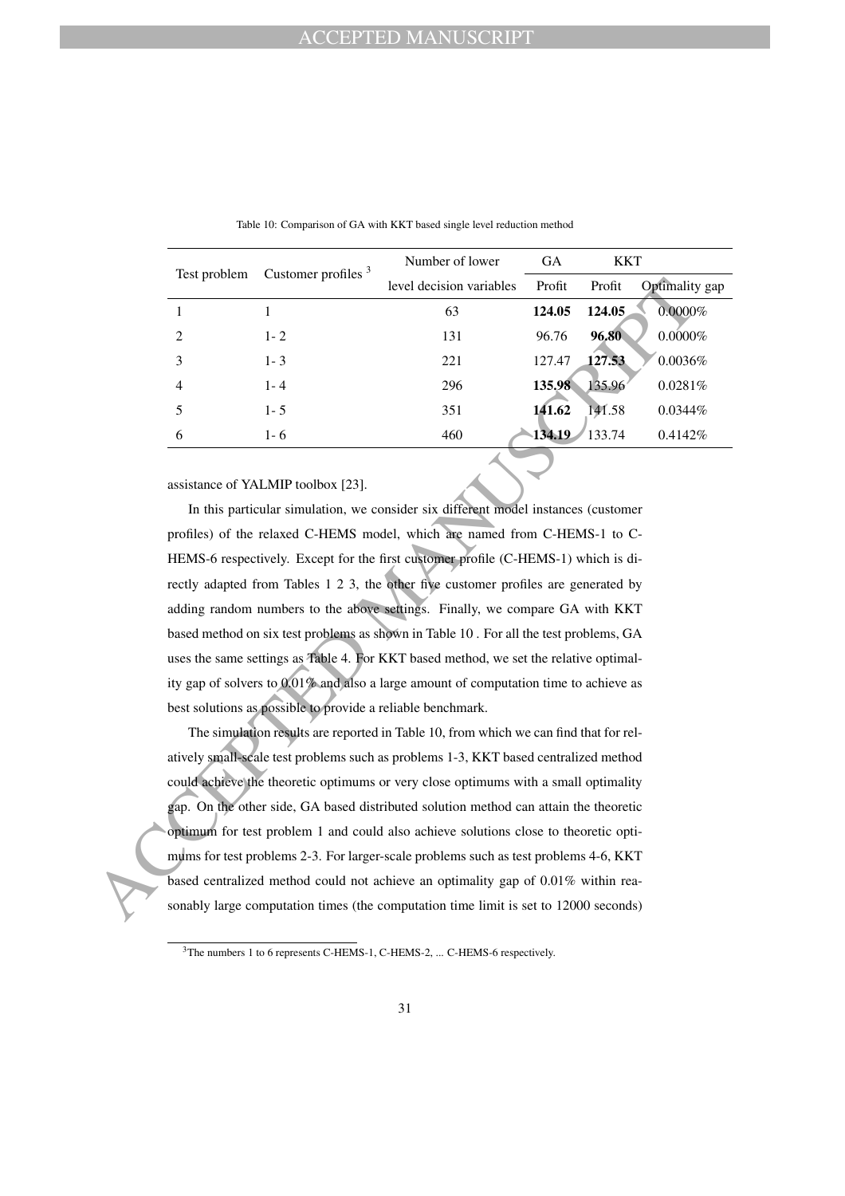Table 10: Comparison of GA with KKT based single level reduction method

| Test problem | Customer profiles [3] | Number of lower level decision variables | GA Profit | KKT Profit | KKT Optimality gap |
|---|---|---|---|---|---|
| 1 | 1 | 63 | **124.05** | **124.05** | 0.0000% |
| 2 | 1- 2 | 131 | 96.76 | **96.80** | 0.0000% |
| 3 | 1- 3 | 221 | 127.47 | **127.53** | 0.0036% |
| 4 | 1- 4 | 296 | **135.98** | 135.96 | 0.0281% |
| 5 | 1- 5 | 351 | **141.62** | 141.58 | 0.0344% |
| 6 | 1- 6 | 460 | **134.19** | 133.74 | 0.4142% |

assistance of YALMIP toolbox [23].

In this particular simulation, we consider six different model instances (customer profiles) of the relaxed C-HEMS model, which are named from C-HEMS-1 to C-HEMS-6 respectively. Except for the first customer profile (C-HEMS-1) which is directly adapted from Tables 1 2 3, the other five customer profiles are generated by adding random numbers to the above settings. Finally, we compare GA with KKT based method on six test problems as shown in Table 10 . For all the test problems, GA uses the same settings as Table 4. For KKT based method, we set the relative optimality gap of solvers to 0.01% and also a large amount of computation time to achieve as best solutions as possible to provide a reliable benchmark.

The simulation results are reported in Table 10, from which we can find that for relatively small-scale test problems such as problems 1-3, KKT based centralized method could achieve the theoretic optimums or very close optimums with a small optimality gap. On the other side, GA based distributed solution method can attain the theoretic optimum for test problem 1 and could also achieve solutions close to theoretic optimums for test problems 2-3. For larger-scale problems such as test problems 4-6, KKT based centralized method could not achieve an optimality gap of 0.01% within reasonably large computation times (the computation time limit is set to 12000 seconds)

[3] The numbers 1 to 6 represents C-HEMS-1, C-HEMS-2, ... C-HEMS-6 respectively.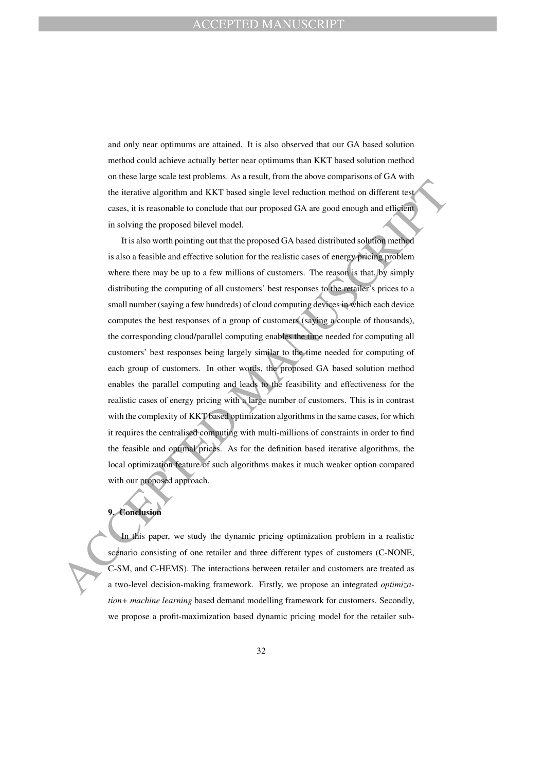and only near optimums are attained. It is also observed that our GA based solution method could achieve actually better near optimums than KKT based solution method on these large scale test problems. As a result, from the above comparisons of GA with the iterative algorithm and KKT based single level reduction method on different test cases, it is reasonable to conclude that our proposed GA are good enough and efficient in solving the proposed bilevel model.

It is also worth pointing out that the proposed GA based distributed solution method is also a feasible and effective solution for the realistic cases of energy pricing problem where there may be up to a few millions of customers. The reason is that, by simply distributing the computing of all customers' best responses to the retailer's prices to a small number (saying a few hundreds) of cloud computing devices in which each device computes the best responses of a group of customers (saying a couple of thousands), the corresponding cloud/parallel computing enables the time needed for computing all customers' best responses being largely similar to the time needed for computing of each group of customers. In other words, the proposed GA based solution method enables the parallel computing and leads to the feasibility and effectiveness for the realistic cases of energy pricing with a large number of customers. This is in contrast with the complexity of KKT based optimization algorithms in the same cases, for which it requires the centralised computing with multi-millions of constraints in order to find the feasible and optimal prices. As for the definition based iterative algorithms, the local optimization feature of such algorithms makes it much weaker option compared with our proposed approach.

## 9. Conclusion

In this paper, we study the dynamic pricing optimization problem in a realistic scenario consisting of one retailer and three different types of customers (C-NONE, C-SM, and C-HEMS). The interactions between retailer and customers are treated as a two-level decision-making framework. Firstly, we propose an integrated *optimization+ machine learning* based demand modelling framework for customers. Secondly, we propose a profit-maximization based dynamic pricing model for the retailer sub-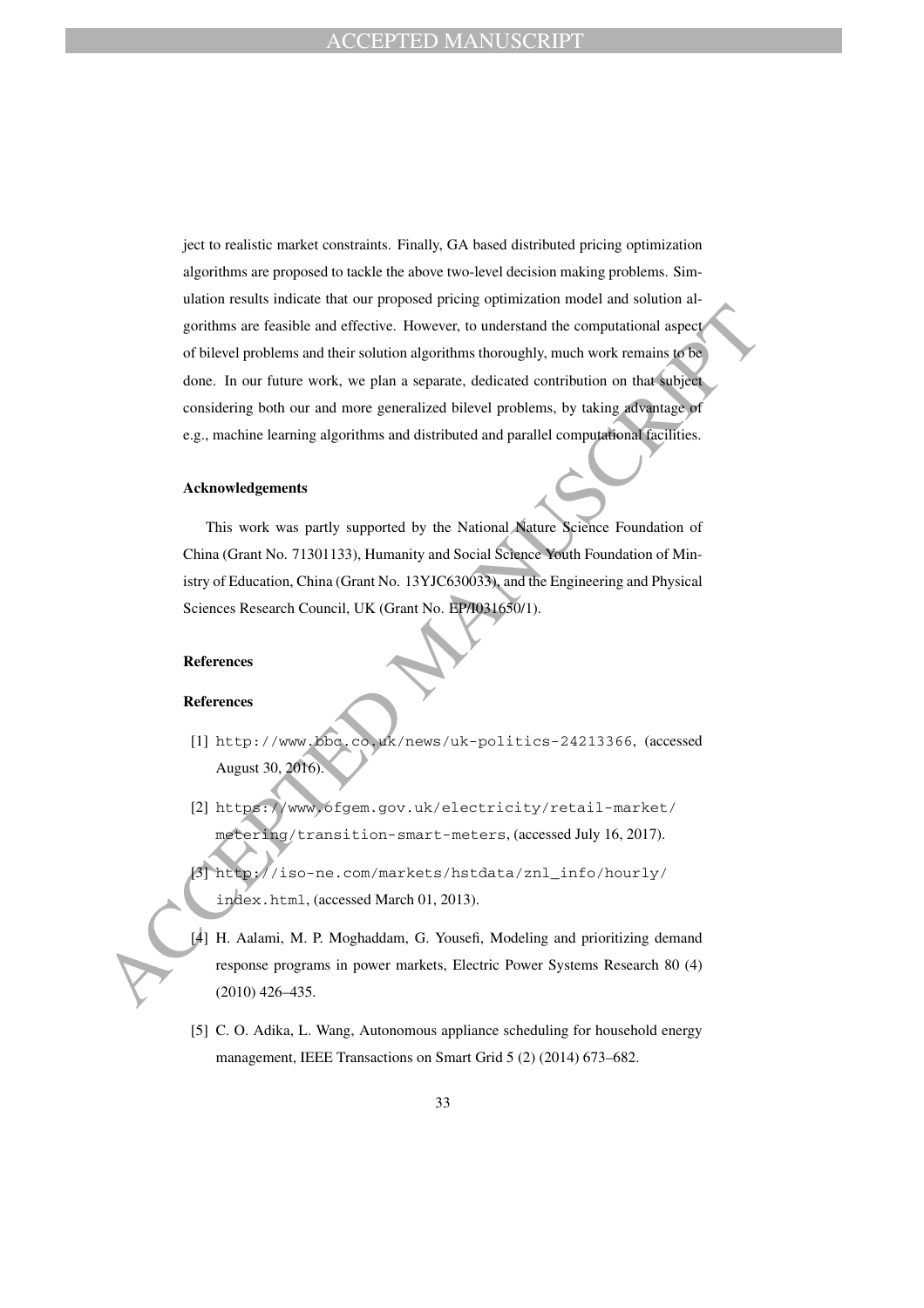ject to realistic market constraints. Finally, GA based distributed pricing optimization algorithms are proposed to tackle the above two-level decision making problems. Simulation results indicate that our proposed pricing optimization model and solution algorithms are feasible and effective. However, to understand the computational aspect of bilevel problems and their solution algorithms thoroughly, much work remains to be done. In our future work, we plan a separate, dedicated contribution on that subject considering both our and more generalized bilevel problems, by taking advantage of e.g., machine learning algorithms and distributed and parallel computational facilities.

#### Acknowledgements

This work was partly supported by the National Nature Science Foundation of China (Grant No. 71301133), Humanity and Social Science Youth Foundation of Ministry of Education, China (Grant No. 13YJC630033), and the Engineering and Physical Sciences Research Council, UK (Grant No. EP/I031650/1).

#### References

#### References

[1] http://www.bbc.co.uk/news/uk-politics-24213366, (accessed August 30, 2016).

[2] https://www.ofgem.gov.uk/electricity/retail-market/metering/transition-smart-meters, (accessed July 16, 2017).

[3] http://iso-ne.com/markets/hstdata/znl_info/hourly/index.html, (accessed March 01, 2013).

[4] H. Aalami, M. P. Moghaddam, G. Yousefi, Modeling and prioritizing demand response programs in power markets, Electric Power Systems Research 80 (4) (2010) 426–435.

[5] C. O. Adika, L. Wang, Autonomous appliance scheduling for household energy management, IEEE Transactions on Smart Grid 5 (2) (2014) 673–682.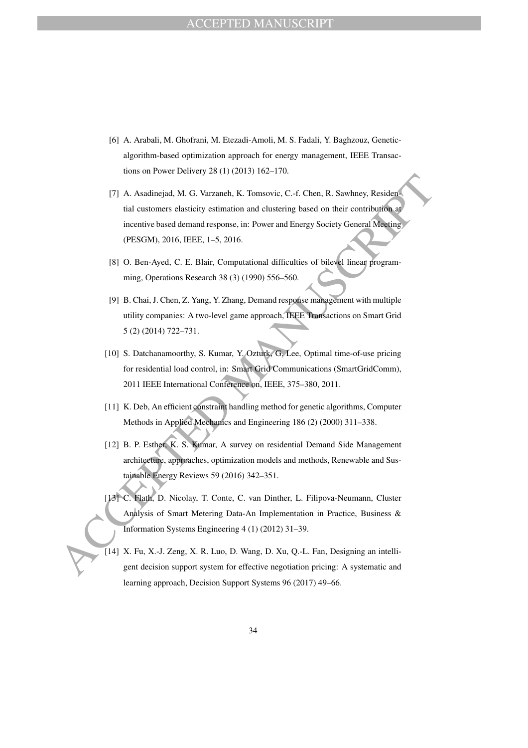[6] A. Arabali, M. Ghofrani, M. Etezadi-Amoli, M. S. Fadali, Y. Baghzouz, Genetic-algorithm-based optimization approach for energy management, IEEE Transactions on Power Delivery 28 (1) (2013) 162–170.

[7] A. Asadinejad, M. G. Varzaneh, K. Tomsovic, C.-f. Chen, R. Sawhney, Residential customers elasticity estimation and clustering based on their contribution at incentive based demand response, in: Power and Energy Society General Meeting (PESGM), 2016, IEEE, 1–5, 2016.

[8] O. Ben-Ayed, C. E. Blair, Computational difficulties of bilevel linear programming, Operations Research 38 (3) (1990) 556–560.

[9] B. Chai, J. Chen, Z. Yang, Y. Zhang, Demand response management with multiple utility companies: A two-level game approach, IEEE Transactions on Smart Grid 5 (2) (2014) 722–731.

[10] S. Datchanamoorthy, S. Kumar, Y. Ozturk, G. Lee, Optimal time-of-use pricing for residential load control, in: Smart Grid Communications (SmartGridComm), 2011 IEEE International Conference on, IEEE, 375–380, 2011.

[11] K. Deb, An efficient constraint handling method for genetic algorithms, Computer Methods in Applied Mechanics and Engineering 186 (2) (2000) 311–338.

[12] B. P. Esther, K. S. Kumar, A survey on residential Demand Side Management architecture, approaches, optimization models and methods, Renewable and Sustainable Energy Reviews 59 (2016) 342–351.

[13] C. Flath, D. Nicolay, T. Conte, C. van Dinther, L. Filipova-Neumann, Cluster Analysis of Smart Metering Data-An Implementation in Practice, Business & Information Systems Engineering 4 (1) (2012) 31–39.

[14] X. Fu, X.-J. Zeng, X. R. Luo, D. Wang, D. Xu, Q.-L. Fan, Designing an intelligent decision support system for effective negotiation pricing: A systematic and learning approach, Decision Support Systems 96 (2017) 49–66.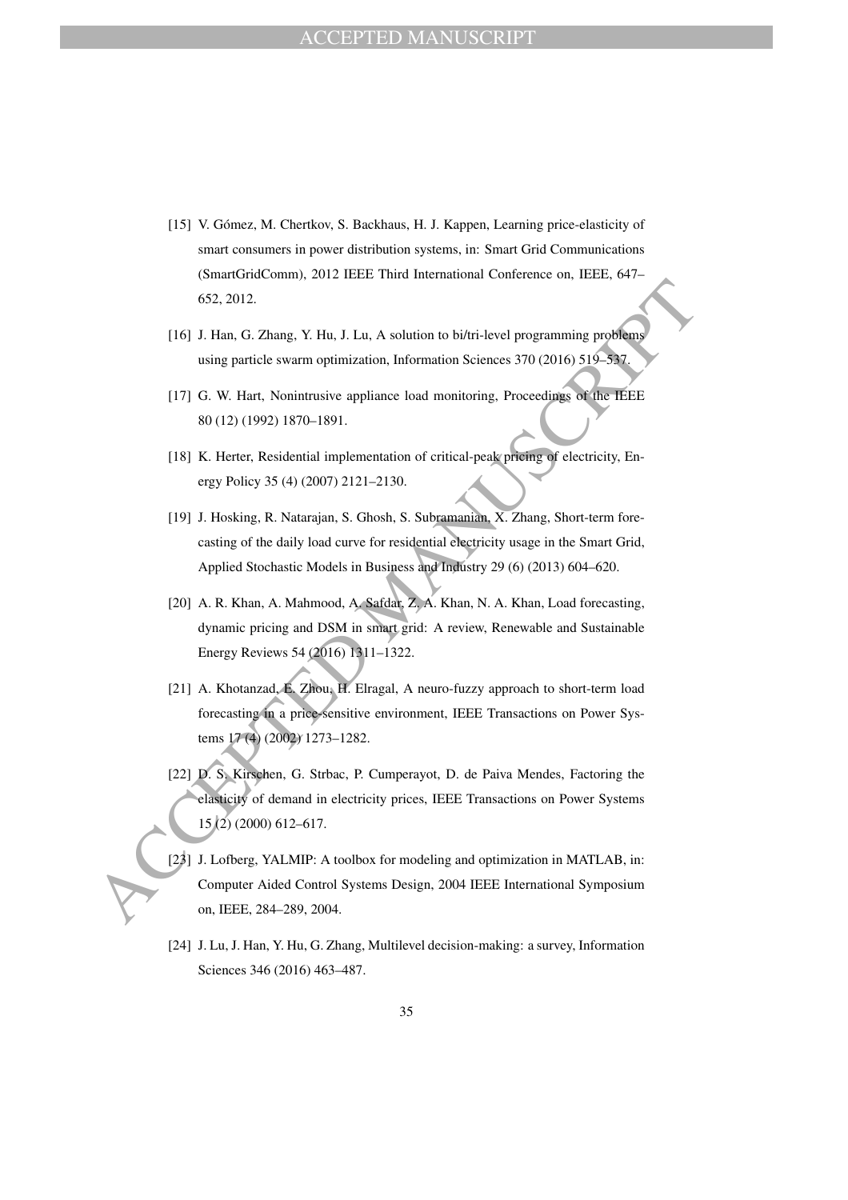[15] V. Gómez, M. Chertkov, S. Backhaus, H. J. Kappen, Learning price-elasticity of smart consumers in power distribution systems, in: Smart Grid Communications (SmartGridComm), 2012 IEEE Third International Conference on, IEEE, 647–652, 2012.

[16] J. Han, G. Zhang, Y. Hu, J. Lu, A solution to bi/tri-level programming problems using particle swarm optimization, Information Sciences 370 (2016) 519–537.

[17] G. W. Hart, Nonintrusive appliance load monitoring, Proceedings of the IEEE 80 (12) (1992) 1870–1891.

[18] K. Herter, Residential implementation of critical-peak pricing of electricity, Energy Policy 35 (4) (2007) 2121–2130.

[19] J. Hosking, R. Natarajan, S. Ghosh, S. Subramanian, X. Zhang, Short-term forecasting of the daily load curve for residential electricity usage in the Smart Grid, Applied Stochastic Models in Business and Industry 29 (6) (2013) 604–620.

[20] A. R. Khan, A. Mahmood, A. Safdar, Z. A. Khan, N. A. Khan, Load forecasting, dynamic pricing and DSM in smart grid: A review, Renewable and Sustainable Energy Reviews 54 (2016) 1311–1322.

[21] A. Khotanzad, E. Zhou, H. Elragal, A neuro-fuzzy approach to short-term load forecasting in a price-sensitive environment, IEEE Transactions on Power Systems 17 (4) (2002) 1273–1282.

[22] D. S. Kirschen, G. Strbac, P. Cumperayot, D. de Paiva Mendes, Factoring the elasticity of demand in electricity prices, IEEE Transactions on Power Systems 15 (2) (2000) 612–617.

[23] J. Lofberg, YALMIP: A toolbox for modeling and optimization in MATLAB, in: Computer Aided Control Systems Design, 2004 IEEE International Symposium on, IEEE, 284–289, 2004.

[24] J. Lu, J. Han, Y. Hu, G. Zhang, Multilevel decision-making: a survey, Information Sciences 346 (2016) 463–487.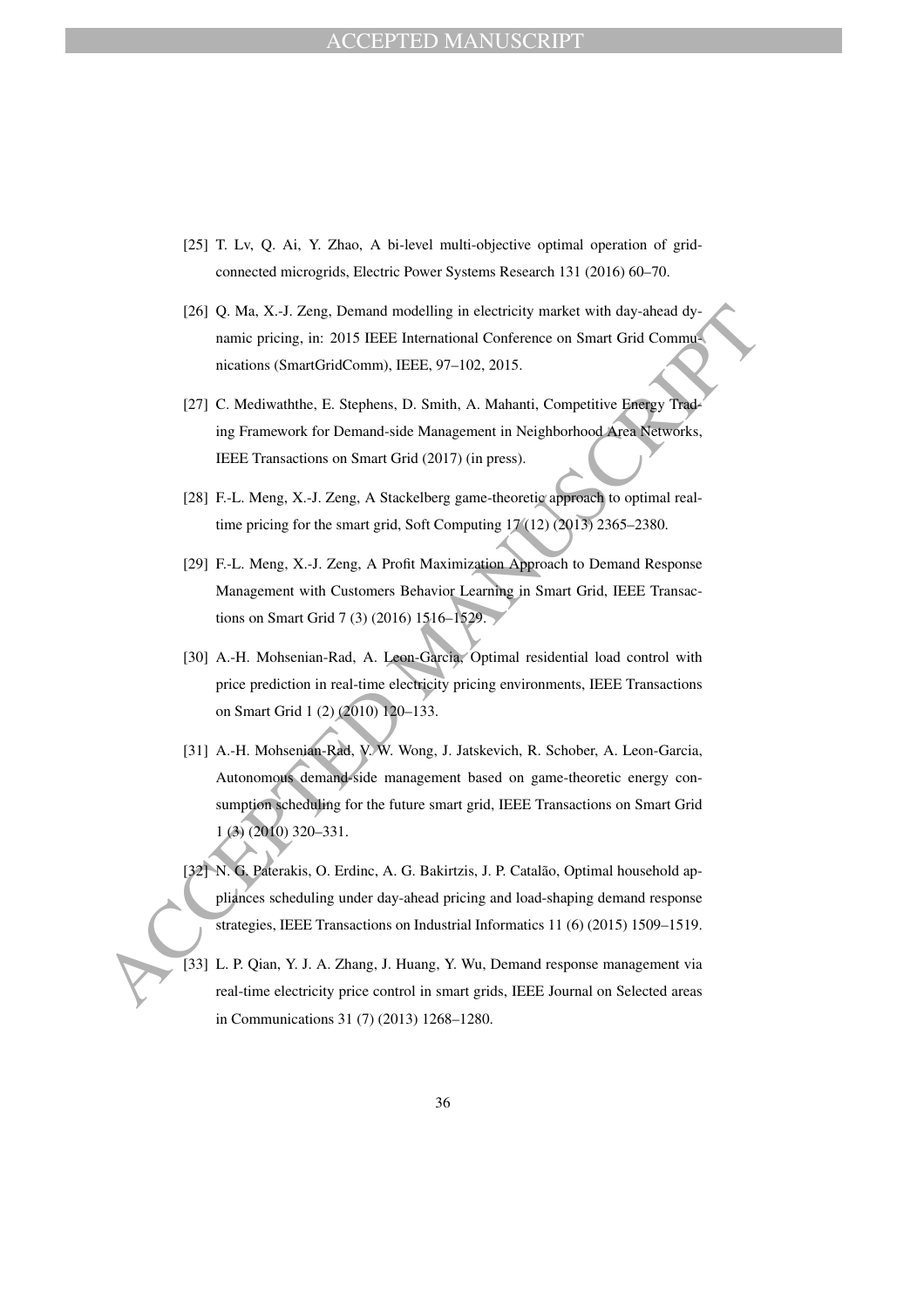[25] T. Lv, Q. Ai, Y. Zhao, A bi-level multi-objective optimal operation of grid-connected microgrids, Electric Power Systems Research 131 (2016) 60–70.

[26] Q. Ma, X.-J. Zeng, Demand modelling in electricity market with day-ahead dynamic pricing, in: 2015 IEEE International Conference on Smart Grid Communications (SmartGridComm), IEEE, 97–102, 2015.

[27] C. Mediwaththe, E. Stephens, D. Smith, A. Mahanti, Competitive Energy Trading Framework for Demand-side Management in Neighborhood Area Networks, IEEE Transactions on Smart Grid (2017) (in press).

[28] F.-L. Meng, X.-J. Zeng, A Stackelberg game-theoretic approach to optimal real-time pricing for the smart grid, Soft Computing 17 (12) (2013) 2365–2380.

[29] F.-L. Meng, X.-J. Zeng, A Profit Maximization Approach to Demand Response Management with Customers Behavior Learning in Smart Grid, IEEE Transactions on Smart Grid 7 (3) (2016) 1516–1529.

[30] A.-H. Mohsenian-Rad, A. Leon-Garcia, Optimal residential load control with price prediction in real-time electricity pricing environments, IEEE Transactions on Smart Grid 1 (2) (2010) 120–133.

[31] A.-H. Mohsenian-Rad, V. W. Wong, J. Jatskevich, R. Schober, A. Leon-Garcia, Autonomous demand-side management based on game-theoretic energy consumption scheduling for the future smart grid, IEEE Transactions on Smart Grid 1 (3) (2010) 320–331.

[32] N. G. Paterakis, O. Erdinc, A. G. Bakirtzis, J. P. Catalão, Optimal household appliances scheduling under day-ahead pricing and load-shaping demand response strategies, IEEE Transactions on Industrial Informatics 11 (6) (2015) 1509–1519.

[33] L. P. Qian, Y. J. A. Zhang, J. Huang, Y. Wu, Demand response management via real-time electricity price control in smart grids, IEEE Journal on Selected areas in Communications 31 (7) (2013) 1268–1280.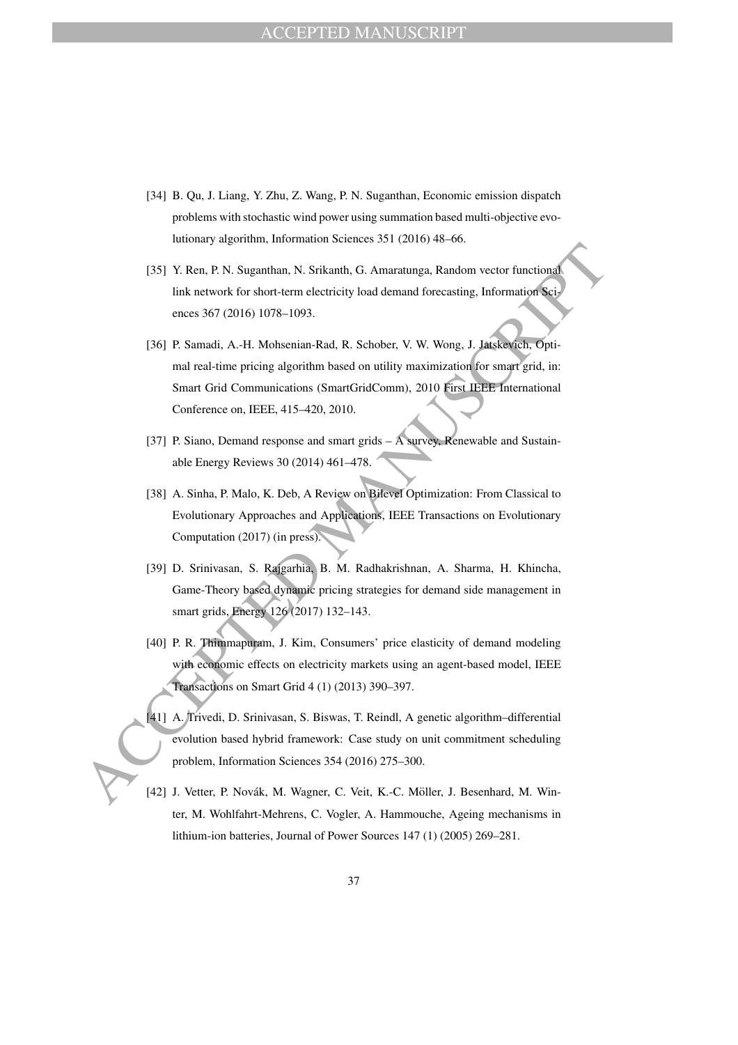[34] B. Qu, J. Liang, Y. Zhu, Z. Wang, P. N. Suganthan, Economic emission dispatch problems with stochastic wind power using summation based multi-objective evolutionary algorithm, Information Sciences 351 (2016) 48–66.

[35] Y. Ren, P. N. Suganthan, N. Srikanth, G. Amaratunga, Random vector functional link network for short-term electricity load demand forecasting, Information Sciences 367 (2016) 1078–1093.

[36] P. Samadi, A.-H. Mohsenian-Rad, R. Schober, V. W. Wong, J. Jatskevich, Optimal real-time pricing algorithm based on utility maximization for smart grid, in: Smart Grid Communications (SmartGridComm), 2010 First IEEE International Conference on, IEEE, 415–420, 2010.

[37] P. Siano, Demand response and smart grids – A survey, Renewable and Sustainable Energy Reviews 30 (2014) 461–478.

[38] A. Sinha, P. Malo, K. Deb, A Review on Bilevel Optimization: From Classical to Evolutionary Approaches and Applications, IEEE Transactions on Evolutionary Computation (2017) (in press).

[39] D. Srinivasan, S. Rajgarhia, B. M. Radhakrishnan, A. Sharma, H. Khincha, Game-Theory based dynamic pricing strategies for demand side management in smart grids, Energy 126 (2017) 132–143.

[40] P. R. Thimmapuram, J. Kim, Consumers' price elasticity of demand modeling with economic effects on electricity markets using an agent-based model, IEEE Transactions on Smart Grid 4 (1) (2013) 390–397.

[41] A. Trivedi, D. Srinivasan, S. Biswas, T. Reindl, A genetic algorithm–differential evolution based hybrid framework: Case study on unit commitment scheduling problem, Information Sciences 354 (2016) 275–300.

[42] J. Vetter, P. Novák, M. Wagner, C. Veit, K.-C. Möller, J. Besenhard, M. Winter, M. Wohlfahrt-Mehrens, C. Vogler, A. Hammouche, Ageing mechanisms in lithium-ion batteries, Journal of Power Sources 147 (1) (2005) 269–281.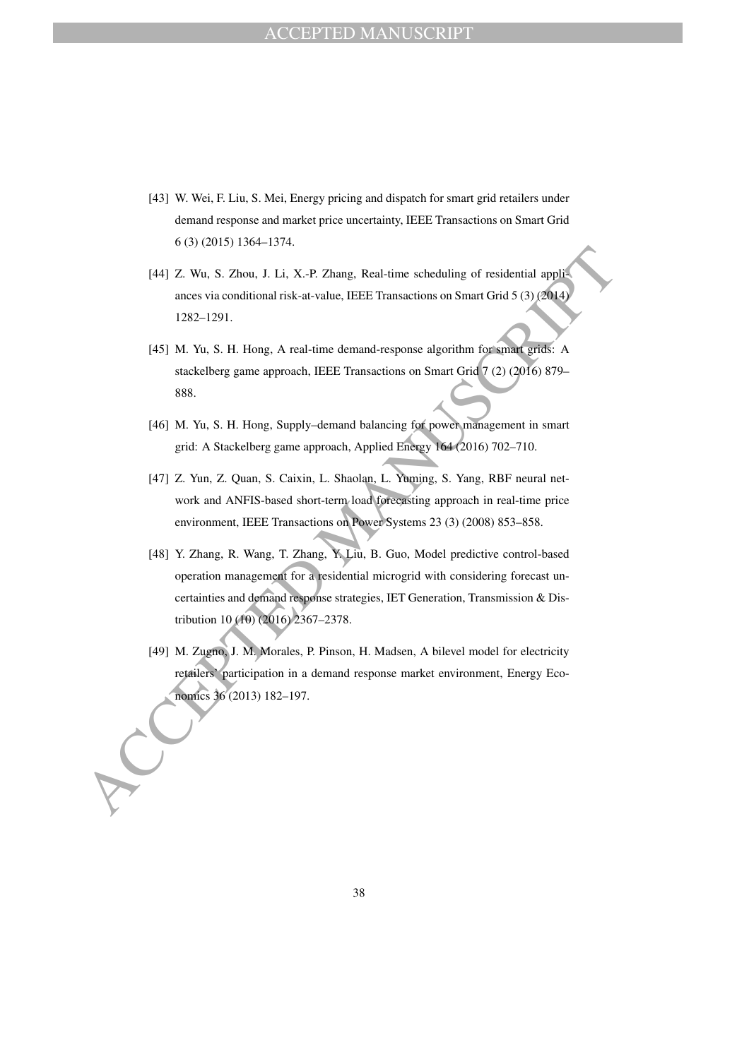[43] W. Wei, F. Liu, S. Mei, Energy pricing and dispatch for smart grid retailers under demand response and market price uncertainty, IEEE Transactions on Smart Grid 6 (3) (2015) 1364–1374.

[44] Z. Wu, S. Zhou, J. Li, X.-P. Zhang, Real-time scheduling of residential appliances via conditional risk-at-value, IEEE Transactions on Smart Grid 5 (3) (2014) 1282–1291.

[45] M. Yu, S. H. Hong, A real-time demand-response algorithm for smart grids: A stackelberg game approach, IEEE Transactions on Smart Grid 7 (2) (2016) 879–888.

[46] M. Yu, S. H. Hong, Supply–demand balancing for power management in smart grid: A Stackelberg game approach, Applied Energy 164 (2016) 702–710.

[47] Z. Yun, Z. Quan, S. Caixin, L. Shaolan, L. Yuming, S. Yang, RBF neural network and ANFIS-based short-term load forecasting approach in real-time price environment, IEEE Transactions on Power Systems 23 (3) (2008) 853–858.

[48] Y. Zhang, R. Wang, T. Zhang, Y. Liu, B. Guo, Model predictive control-based operation management for a residential microgrid with considering forecast uncertainties and demand response strategies, IET Generation, Transmission & Distribution 10 (10) (2016) 2367–2378.

[49] M. Zugno, J. M. Morales, P. Pinson, H. Madsen, A bilevel model for electricity retailers' participation in a demand response market environment, Energy Economics 36 (2013) 182–197.